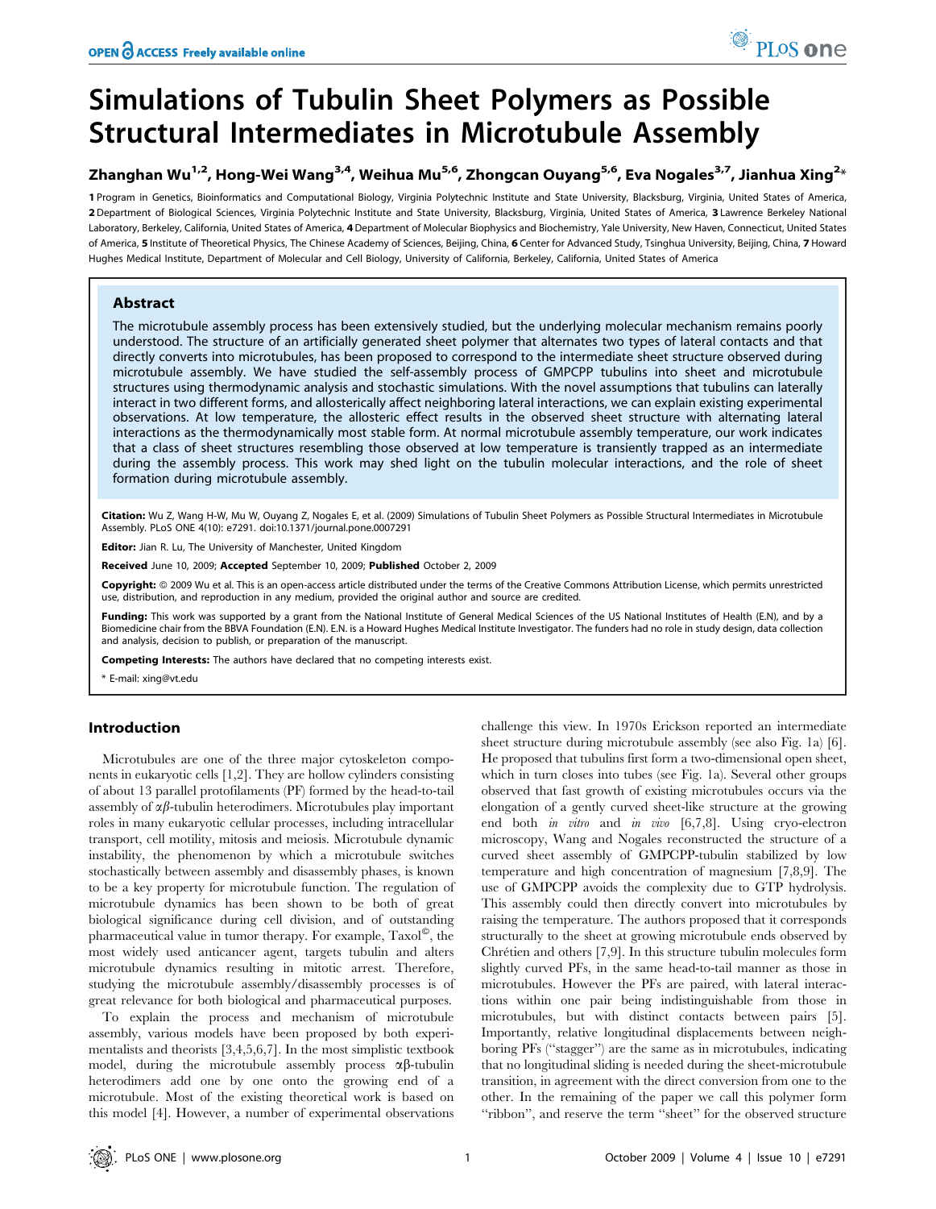# Simulations of Tubulin Sheet Polymers as Possible Structural Intermediates in Microtubule Assembly

**Zhanghan Wu[1,2], Hong-Wei Wang[3,4], Weihua Mu[5,6], Zhongcan Ouyang[5,6], Eva Nogales[3,7], Jianhua Xing[2]***

**1** Program in Genetics, Bioinformatics and Computational Biology, Virginia Polytechnic Institute and State University, Blacksburg, Virginia, United States of America, **2** Department of Biological Sciences, Virginia Polytechnic Institute and State University, Blacksburg, Virginia, United States of America, **3** Lawrence Berkeley National Laboratory, Berkeley, California, United States of America, **4** Department of Molecular Biophysics and Biochemistry, Yale University, New Haven, Connecticut, United States of America, **5** Institute of Theoretical Physics, The Chinese Academy of Sciences, Beijing, China, **6** Center for Advanced Study, Tsinghua University, Beijing, China, **7** Howard Hughes Medical Institute, Department of Molecular and Cell Biology, University of California, Berkeley, California, United States of America

## Abstract

The microtubule assembly process has been extensively studied, but the underlying molecular mechanism remains poorly understood. The structure of an artificially generated sheet polymer that alternates two types of lateral contacts and that directly converts into microtubules, has been proposed to correspond to the intermediate sheet structure observed during microtubule assembly. We have studied the self-assembly process of GMPCPP tubulins into sheet and microtubule structures using thermodynamic analysis and stochastic simulations. With the novel assumptions that tubulins can laterally interact in two different forms, and allosterically affect neighboring lateral interactions, we can explain existing experimental observations. At low temperature, the allosteric effect results in the observed sheet structure with alternating lateral interactions as the thermodynamically most stable form. At normal microtubule assembly temperature, our work indicates that a class of sheet structures resembling those observed at low temperature is transiently trapped as an intermediate during the assembly process. This work may shed light on the tubulin molecular interactions, and the role of sheet formation during microtubule assembly.

**Citation:** Wu Z, Wang H-W, Mu W, Ouyang Z, Nogales E, et al. (2009) Simulations of Tubulin Sheet Polymers as Possible Structural Intermediates in Microtubule Assembly. PLoS ONE 4(10): e7291. doi:10.1371/journal.pone.0007291

**Editor:** Jian R. Lu, The University of Manchester, United Kingdom

**Received** June 10, 2009; **Accepted** September 10, 2009; **Published** October 2, 2009

**Copyright:** © 2009 Wu et al. This is an open-access article distributed under the terms of the Creative Commons Attribution License, which permits unrestricted use, distribution, and reproduction in any medium, provided the original author and source are credited.

**Funding:** This work was supported by a grant from the National Institute of General Medical Sciences of the US National Institutes of Health (E.N), and by a Biomedicine chair from the BBVA Foundation (E.N). E.N. is a Howard Hughes Medical Institute Investigator. The funders had no role in study design, data collection and analysis, decision to publish, or preparation of the manuscript.

**Competing Interests:** The authors have declared that no competing interests exist.

* E-mail: xing@vt.edu

## Introduction

Microtubules are one of the three major cytoskeleton components in eukaryotic cells [1,2]. They are hollow cylinders consisting of about 13 parallel protofilaments (PF) formed by the head-to-tail assembly of $\alpha\beta$-tubulin heterodimers. Microtubules play important roles in many eukaryotic cellular processes, including intracellular transport, cell motility, mitosis and meiosis. Microtubule dynamic instability, the phenomenon by which a microtubule switches stochastically between assembly and disassembly phases, is known to be a key property for microtubule function. The regulation of microtubule dynamics has been shown to be both of great biological significance during cell division, and of outstanding pharmaceutical value in tumor therapy. For example, Taxol©, the most widely used anticancer agent, targets tubulin and alters microtubule dynamics resulting in mitotic arrest. Therefore, studying the microtubule assembly/disassembly processes is of great relevance for both biological and pharmaceutical purposes.

To explain the process and mechanism of microtubule assembly, various models have been proposed by both experimentalists and theorists [3,4,5,6,7]. In the most simplistic textbook model, during the microtubule assembly process $\alpha\beta$-tubulin heterodimers add one by one onto the growing end of a microtubule. Most of the existing theoretical work is based on this model [4]. However, a number of experimental observations challenge this view. In 1970s Erickson reported an intermediate sheet structure during microtubule assembly (see also Fig. 1a) [6]. He proposed that tubulins first form a two-dimensional open sheet, which in turn closes into tubes (see Fig. 1a). Several other groups observed that fast growth of existing microtubules occurs via the elongation of a gently curved sheet-like structure at the growing end both *in vitro* and *in vivo* [6,7,8]. Using cryo-electron microscopy, Wang and Nogales reconstructed the structure of a curved sheet assembly of GMPCPP-tubulin stabilized by low temperature and high concentration of magnesium [7,8,9]. The use of GMPCPP avoids the complexity due to GTP hydrolysis. This assembly could then directly convert into microtubules by raising the temperature. The authors proposed that it corresponds structurally to the sheet at growing microtubule ends observed by Chrétien and others [7,9]. In this structure tubulin molecules form slightly curved PFs, in the same head-to-tail manner as those in microtubules. However the PFs are paired, with lateral interactions within one pair being indistinguishable from those in microtubules, but with distinct contacts between pairs [5]. Importantly, relative longitudinal displacements between neighboring PFs ("stagger") are the same as in microtubules, indicating that no longitudinal sliding is needed during the sheet-microtubule transition, in agreement with the direct conversion from one to the other. In the remaining of the paper we call this polymer form "ribbon", and reserve the term "sheet" for the observed structure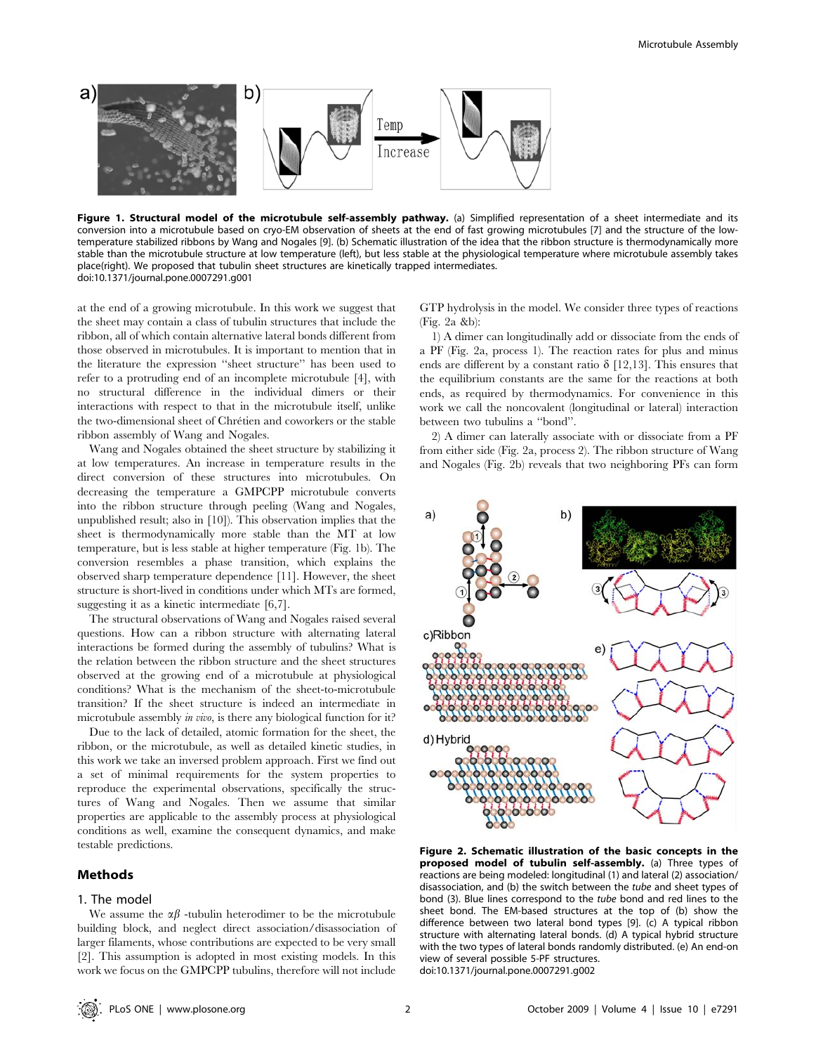**Figure 1. Structural model of the microtubule self-assembly pathway.** (a) Simplified representation of a sheet intermediate and its conversion into a microtubule based on cryo-EM observation of sheets at the end of fast growing microtubules [7] and the structure of the low-temperature stabilized ribbons by Wang and Nogales [9]. (b) Schematic illustration of the idea that the ribbon structure is thermodynamically more stable than the microtubule structure at low temperature (left), but less stable at the physiological temperature where microtubule assembly takes place(right). We proposed that tubulin sheet structures are kinetically trapped intermediates.
doi:10.1371/journal.pone.0007291.g001

at the end of a growing microtubule. In this work we suggest that the sheet may contain a class of tubulin structures that include the ribbon, all of which contain alternative lateral bonds different from those observed in microtubules. It is important to mention that in the literature the expression "sheet structure" has been used to refer to a protruding end of an incomplete microtubule [4], with no structural difference in the individual dimers or their interactions with respect to that in the microtubule itself, unlike the two-dimensional sheet of Chrétien and coworkers or the stable ribbon assembly of Wang and Nogales.

Wang and Nogales obtained the sheet structure by stabilizing it at low temperatures. An increase in temperature results in the direct conversion of these structures into microtubules. On decreasing the temperature a GMPCPP microtubule converts into the ribbon structure through peeling (Wang and Nogales, unpublished result; also in [10]). This observation implies that the sheet is thermodynamically more stable than the MT at low temperature, but is less stable at higher temperature (Fig. 1b). The conversion resembles a phase transition, which explains the observed sharp temperature dependence [11]. However, the sheet structure is short-lived in conditions under which MTs are formed, suggesting it as a kinetic intermediate [6,7].

The structural observations of Wang and Nogales raised several questions. How can a ribbon structure with alternating lateral interactions be formed during the assembly of tubulins? What is the relation between the ribbon structure and the sheet structures observed at the growing end of a microtubule at physiological conditions? What is the mechanism of the sheet-to-microtubule transition? If the sheet structure is indeed an intermediate in microtubule assembly *in vivo*, is there any biological function for it?

Due to the lack of detailed, atomic formation for the sheet, the ribbon, or the microtubule, as well as detailed kinetic studies, in this work we take an inversed problem approach. First we find out a set of minimal requirements for the system properties to reproduce the experimental observations, specifically the structures of Wang and Nogales. Then we assume that similar properties are applicable to the assembly process at physiological conditions as well, examine the consequent dynamics, and make testable predictions.

## Methods

### 1. The model

We assume the $\alpha\beta$ -tubulin heterodimer to be the microtubule building block, and neglect direct association/disassociation of larger filaments, whose contributions are expected to be very small [2]. This assumption is adopted in most existing models. In this work we focus on the GMPCPP tubulins, therefore will not include GTP hydrolysis in the model. We consider three types of reactions (Fig. 2a &b):

1) A dimer can longitudinally add or dissociate from the ends of a PF (Fig. 2a, process 1). The reaction rates for plus and minus ends are different by a constant ratio $\delta$ [12,13]. This ensures that the equilibrium constants are the same for the reactions at both ends, as required by thermodynamics. For convenience in this work we call the noncovalent (longitudinal or lateral) interaction between two tubulins a "bond".

2) A dimer can laterally associate with or dissociate from a PF from either side (Fig. 2a, process 2). The ribbon structure of Wang and Nogales (Fig. 2b) reveals that two neighboring PFs can form

**Figure 2. Schematic illustration of the basic concepts in the proposed model of tubulin self-assembly.** (a) Three types of reactions are being modeled: longitudinal (1) and lateral (2) association/disassociation, and (b) the switch between the *tube* and sheet types of bond (3). Blue lines correspond to the *tube* bond and red lines to the sheet bond. The EM-based structures at the top of (b) show the difference between two lateral bond types [9]. (c) A typical ribbon structure with alternating lateral bonds. (d) A typical hybrid structure with the two types of lateral bonds randomly distributed. (e) An end-on view of several possible 5-PF structures.
doi:10.1371/journal.pone.0007291.g002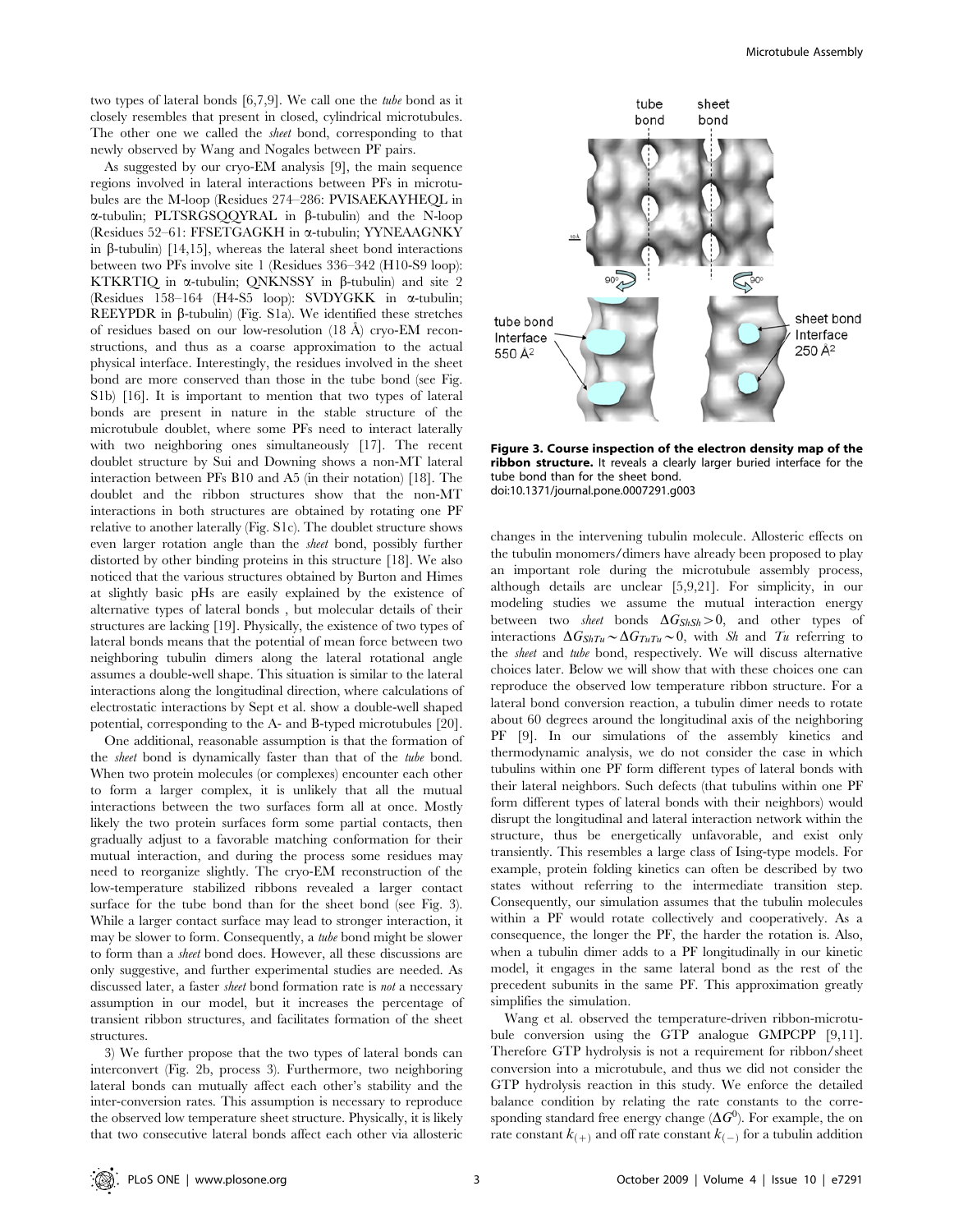two types of lateral bonds [6,7,9]. We call one the *tube* bond as it closely resembles that present in closed, cylindrical microtubules. The other one we called the *sheet* bond, corresponding to that newly observed by Wang and Nogales between PF pairs.

As suggested by our cryo-EM analysis [9], the main sequence regions involved in lateral interactions between PFs in microtubules are the M-loop (Residues 274–286: PVISAEKAYHEQL in α-tubulin; PLTSRGSQQYRAL in β-tubulin) and the N-loop (Residues 52–61: FFSETGAGKH in α-tubulin; YYNEAAGNKY in β-tubulin) [14,15], whereas the lateral sheet bond interactions between two PFs involve site 1 (Residues 336–342 (H10-S9 loop): KTKRTIQ in α-tubulin; QNKNSSY in β-tubulin) and site 2 (Residues 158–164 (H4-S5 loop): SVDYGKK in α-tubulin; REEYPDR in β-tubulin) (Fig. S1a). We identified these stretches of residues based on our low-resolution (18 Å) cryo-EM reconstructions, and thus as a coarse approximation to the actual physical interface. Interestingly, the residues involved in the sheet bond are more conserved than those in the tube bond (see Fig. S1b) [16]. It is important to mention that two types of lateral bonds are present in nature in the stable structure of the microtubule doublet, where some PFs need to interact laterally with two neighboring ones simultaneously [17]. The recent doublet structure by Sui and Downing shows a non-MT lateral interaction between PFs B10 and A5 (in their notation) [18]. The doublet and the ribbon structures show that the non-MT interactions in both structures are obtained by rotating one PF relative to another laterally (Fig. S1c). The doublet structure shows even larger rotation angle than the *sheet* bond, possibly further distorted by other binding proteins in this structure [18]. We also noticed that the various structures obtained by Burton and Himes at slightly basic pHs are easily explained by the existence of alternative types of lateral bonds , but molecular details of their structures are lacking [19]. Physically, the existence of two types of lateral bonds means that the potential of mean force between two neighboring tubulin dimers along the lateral rotational angle assumes a double-well shape. This situation is similar to the lateral interactions along the longitudinal direction, where calculations of electrostatic interactions by Sept et al. show a double-well shaped potential, corresponding to the A- and B-typed microtubules [20].

One additional, reasonable assumption is that the formation of the *sheet* bond is dynamically faster than that of the *tube* bond. When two protein molecules (or complexes) encounter each other to form a larger complex, it is unlikely that all the mutual interactions between the two surfaces form all at once. Mostly likely the two protein surfaces form some partial contacts, then gradually adjust to a favorable matching conformation for their mutual interaction, and during the process some residues may need to reorganize slightly. The cryo-EM reconstruction of the low-temperature stabilized ribbons revealed a larger contact surface for the tube bond than for the sheet bond (see Fig. 3). While a larger contact surface may lead to stronger interaction, it may be slower to form. Consequently, a *tube* bond might be slower to form than a *sheet* bond does. However, all these discussions are only suggestive, and further experimental studies are needed. As discussed later, a faster *sheet* bond formation rate is *not* a necessary assumption in our model, but it increases the percentage of transient ribbon structures, and facilitates formation of the sheet structures.

3) We further propose that the two types of lateral bonds can interconvert (Fig. 2b, process 3). Furthermore, two neighboring lateral bonds can mutually affect each other's stability and the inter-conversion rates. This assumption is necessary to reproduce the observed low temperature sheet structure. Physically, it is likely that two consecutive lateral bonds affect each other via allosteric

**Figure 3. Course inspection of the electron density map of the ribbon structure.** It reveals a clearly larger buried interface for the tube bond than for the sheet bond.
doi:10.1371/journal.pone.0007291.g003

changes in the intervening tubulin molecule. Allosteric effects on the tubulin monomers/dimers have already been proposed to play an important role during the microtubule assembly process, although details are unclear [5,9,21]. For simplicity, in our modeling studies we assume the mutual interaction energy between two *sheet* bonds $\Delta G_{ShSh} > 0$, and other types of interactions $\Delta G_{ShTu} \sim \Delta G_{TuTu} \sim 0$, with *Sh* and *Tu* referring to the *sheet* and *tube* bond, respectively. We will discuss alternative choices later. Below we will show that with these choices one can reproduce the observed low temperature ribbon structure. For a lateral bond conversion reaction, a tubulin dimer needs to rotate about 60 degrees around the longitudinal axis of the neighboring PF [9]. In our simulations of the assembly kinetics and thermodynamic analysis, we do not consider the case in which tubulins within one PF form different types of lateral bonds with their lateral neighbors. Such defects (that tubulins within one PF form different types of lateral bonds with their neighbors) would disrupt the longitudinal and lateral interaction network within the structure, thus be energetically unfavorable, and exist only transiently. This resembles a large class of Ising-type models. For example, protein folding kinetics can often be described by two states without referring to the intermediate transition step. Consequently, our simulation assumes that the tubulin molecules within a PF would rotate collectively and cooperatively. As a consequence, the longer the PF, the harder the rotation is. Also, when a tubulin dimer adds to a PF longitudinally in our kinetic model, it engages in the same lateral bond as the rest of the precedent subunits in the same PF. This approximation greatly simplifies the simulation.

Wang et al. observed the temperature-driven ribbon-microtubule conversion using the GTP analogue GMPCPP [9,11]. Therefore GTP hydrolysis is not a requirement for ribbon/sheet conversion into a microtubule, and thus we did not consider the GTP hydrolysis reaction in this study. We enforce the detailed balance condition by relating the rate constants to the corresponding standard free energy change ($\Delta G^0$). For example, the on rate constant $k_{(+)}$ and off rate constant $k_{(-)}$ for a tubulin addition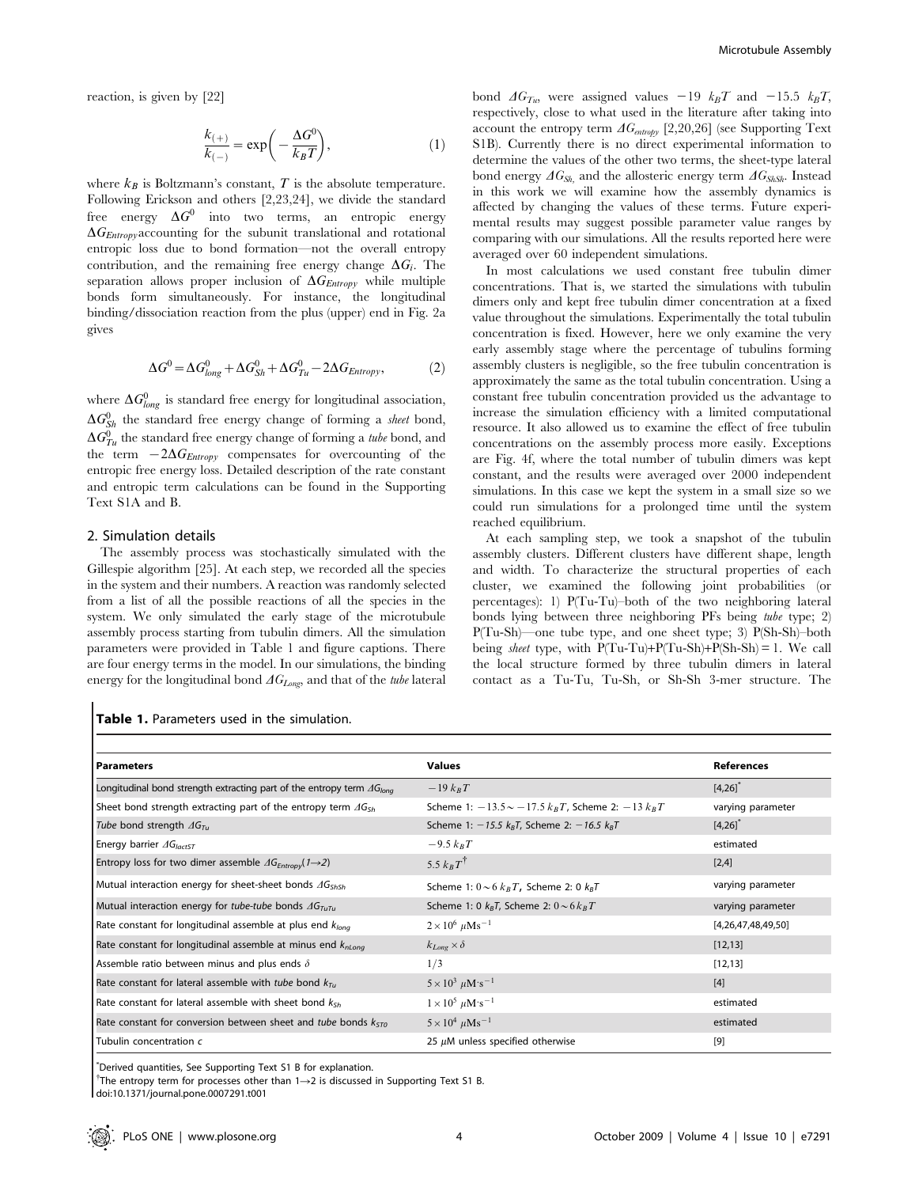reaction, is given by [22]

$$\frac{k_{(+)}}{k_{(-)}} = \exp\left(-\frac{\Delta G^0}{k_B T}\right), \tag{1}$$

where $k_B$ is Boltzmann's constant, $T$ is the absolute temperature. Following Erickson and others [2,23,24], we divide the standard free energy $\Delta G^0$ into two terms, an entropic energy $\Delta G_{Entropy}$ accounting for the subunit translational and rotational entropic loss due to bond formation—not the overall entropy contribution, and the remaining free energy change $\Delta G_i$. The separation allows proper inclusion of $\Delta G_{Entropy}$ while multiple bonds form simultaneously. For instance, the longitudinal binding/dissociation reaction from the plus (upper) end in Fig. 2a gives

$$\Delta G^0 = \Delta G^0_{long} + \Delta G^0_{Sh} + \Delta G^0_{Tu} - 2\Delta G_{Entropy}, \tag{2}$$

where $\Delta G^0_{long}$ is standard free energy for longitudinal association, $\Delta G^0_{Sh}$ the standard free energy change of forming a *sheet* bond, $\Delta G^0_{Tu}$ the standard free energy change of forming a *tube* bond, and the term $-2\Delta G_{Entropy}$ compensates for overcounting of the entropic free energy loss. Detailed description of the rate constant and entropic term calculations can be found in the Supporting Text S1A and B.

## 2. Simulation details

The assembly process was stochastically simulated with the Gillespie algorithm [25]. At each step, we recorded all the species in the system and their numbers. A reaction was randomly selected from a list of all the possible reactions of all the species in the system. We only simulated the early stage of the microtubule assembly process starting from tubulin dimers. All the simulation parameters were provided in Table 1 and figure captions. There are four energy terms in the model. In our simulations, the binding energy for the longitudinal bond $\Delta G_{Long}$, and that of the *tube* lateral bond $\Delta G_{Tu}$, were assigned values $-19\ k_BT$ and $-15.5\ k_BT$, respectively, close to what used in the literature after taking into account the entropy term $\Delta G_{entropy}$ [2,20,26] (see Supporting Text S1B). Currently there is no direct experimental information to determine the values of the other two terms, the sheet-type lateral bond energy $\Delta G_{Sh}$, and the allosteric energy term $\Delta G_{ShSh}$. Instead in this work we will examine how the assembly dynamics is affected by changing the values of these terms. Future experimental results may suggest possible parameter value ranges by comparing with our simulations. All the results reported here were averaged over 60 independent simulations.

In most calculations we used constant free tubulin dimer concentrations. That is, we started the simulations with tubulin dimers only and kept free tubulin dimer concentration at a fixed value throughout the simulations. Experimentally the total tubulin concentration is fixed. However, here we only examine the very early assembly stage where the percentage of tubulins forming assembly clusters is negligible, so the free tubulin concentration is approximately the same as the total tubulin concentration. Using a constant free tubulin concentration provided us the advantage to increase the simulation efficiency with a limited computational resource. It also allowed us to examine the effect of free tubulin concentrations on the assembly process more easily. Exceptions are Fig. 4f, where the total number of tubulin dimers was kept constant, and the results were averaged over 2000 independent simulations. In this case we kept the system in a small size so we could run simulations for a prolonged time until the system reached equilibrium.

At each sampling step, we took a snapshot of the tubulin assembly clusters. Different clusters have different shape, length and width. To characterize the structural properties of each cluster, we examined the following joint probabilities (or percentages): 1) P(Tu-Tu)–both of the two neighboring lateral bonds lying between three neighboring PFs being *tube* type; 2) P(Tu-Sh)—one tube type, and one sheet type; 3) P(Sh-Sh)–both being *sheet* type, with P(Tu-Tu)+P(Tu-Sh)+P(Sh-Sh) = 1. We call the local structure formed by three tubulin dimers in lateral contact as a Tu-Tu, Tu-Sh, or Sh-Sh 3-mer structure. The

**Table 1.** Parameters used in the simulation.

| Parameters | Values | References |
|---|---|---|
| Longitudinal bond strength extracting part of the entropy term $\Delta G_{long}$ | $-19\ k_BT$ | [4,26]* |
| Sheet bond strength extracting part of the entropy term $\Delta G_{Sh}$ | Scheme 1: $-13.5 \sim -17.5\ k_BT$, Scheme 2: $-13\ k_BT$ | varying parameter |
| *Tube* bond strength $\Delta G_{Tu}$ | Scheme 1: $-15.5\ k_BT$, Scheme 2: $-16.5\ k_BT$ | [4,26]* |
| Energy barrier $\Delta G_{lactST}$ | $-9.5\ k_BT$ | estimated |
| Entropy loss for two dimer assemble $\Delta G_{Entropy}(1 \rightarrow 2)$ | $5.5\ k_BT$† | [2,4] |
| Mutual interaction energy for sheet-sheet bonds $\Delta G_{ShSh}$ | Scheme 1: $0 \sim 6\ k_BT$, Scheme 2: $0\ k_BT$ | varying parameter |
| Mutual interaction energy for *tube-tube* bonds $\Delta G_{TuTu}$ | Scheme 1: $0\ k_BT$, Scheme 2: $0 \sim 6\ k_BT$ | varying parameter |
| Rate constant for longitudinal assemble at plus end $k_{long}$ | $2 \times 10^6\ \mu\text{Ms}^{-1}$ | [4,26,47,48,49,50] |
| Rate constant for longitudinal assemble at minus end $k_{nLong}$ | $k_{Long} \times \delta$ | [12,13] |
| Assemble ratio between minus and plus ends $\delta$ | $1/3$ | [12,13] |
| Rate constant for lateral assemble with *tube* bond $k_{Tu}$ | $5 \times 10^3\ \mu\text{M} \cdot \text{s}^{-1}$ | [4] |
| Rate constant for lateral assemble with sheet bond $k_{Sh}$ | $1 \times 10^5\ \mu\text{M} \cdot \text{s}^{-1}$ | estimated |
| Rate constant for conversion between sheet and *tube* bonds $k_{ST0}$ | $5 \times 10^4\ \mu\text{Ms}^{-1}$ | estimated |
| Tubulin concentration $c$ | 25 $\mu$M unless specified otherwise | [9] |

*Derived quantities, See Supporting Text S1 B for explanation.

†The entropy term for processes other than 1→2 is discussed in Supporting Text S1 B.

doi:10.1371/journal.pone.0007291.t001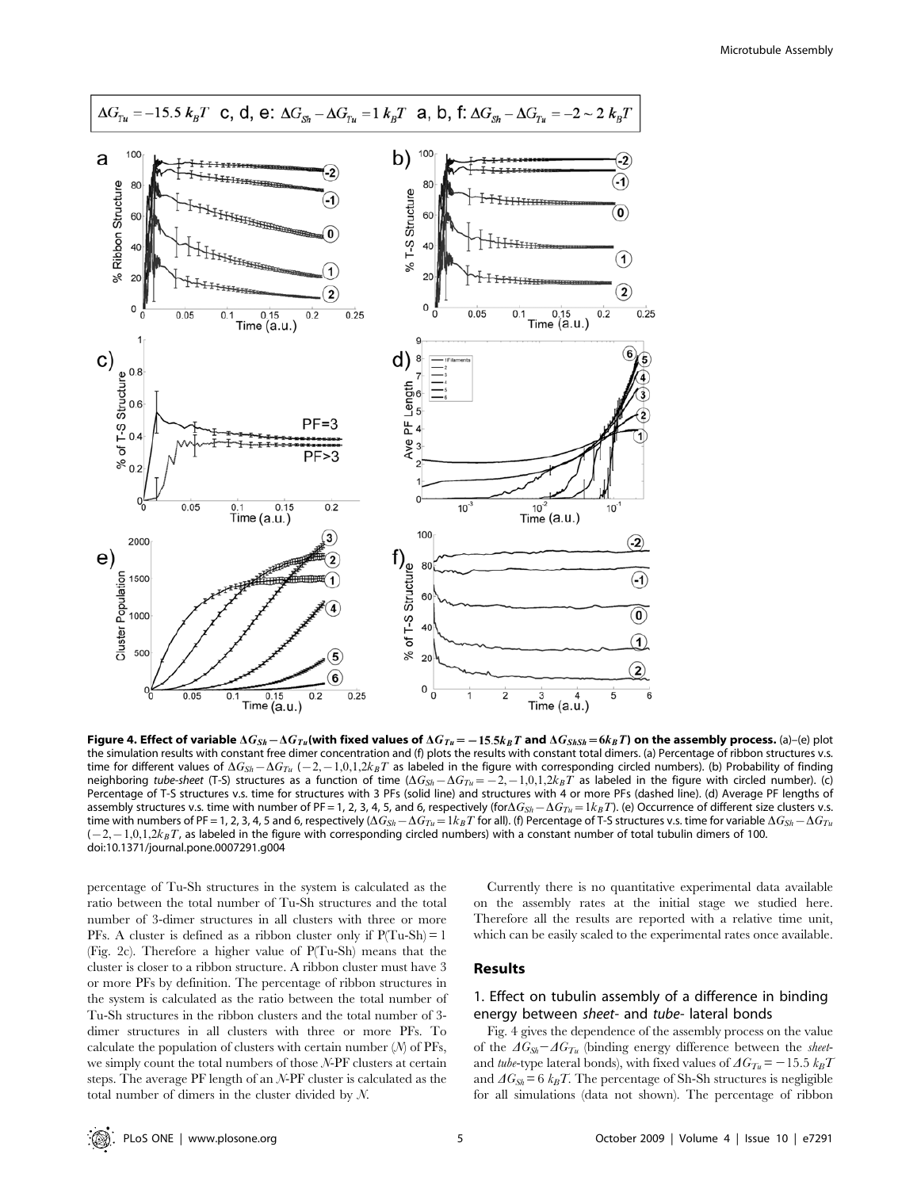**Figure 4. Effect of variable $\Delta G_{Sh}-\Delta G_{Tu}$(with fixed values of $\Delta G_{Tu}=-15.5k_BT$ and $\Delta G_{ShSh}=6k_BT$) on the assembly process.** (a)–(e) plot the simulation results with constant free dimer concentration and (f) plots the results with constant total dimers. (a) Percentage of ribbon structures v.s. time for different values of $\Delta G_{Sh}-\Delta G_{Tu}$ ($-2,-1,0,1,2k_BT$ as labeled in the figure with corresponding circled numbers). (b) Probability of finding neighboring *tube-sheet* (T-S) structures as a function of time ($\Delta G_{Sh}-\Delta G_{Tu}=-2,-1,0,1,2k_BT$ as labeled in the figure with circled number). (c) Percentage of T-S structures v.s. time for structures with 3 PFs (solid line) and structures with 4 or more PFs (dashed line). (d) Average PF lengths of assembly structures v.s. time with number of PF = 1, 2, 3, 4, 5, and 6, respectively (for $\Delta G_{Sh}-\Delta G_{Tu}=1k_BT$). (e) Occurrence of different size clusters v.s. time with numbers of PF = 1, 2, 3, 4, 5 and 6, respectively ($\Delta G_{Sh}-\Delta G_{Tu}=1k_BT$ for all). (f) Percentage of T-S structures v.s. time for variable $\Delta G_{Sh}-\Delta G_{Tu}$ ($-2,-1,0,1,2k_BT$, as labeled in the figure with corresponding circled numbers) with a constant number of total tubulin dimers of 100.
doi:10.1371/journal.pone.0007291.g004

percentage of Tu-Sh structures in the system is calculated as the ratio between the total number of Tu-Sh structures and the total number of 3-dimer structures in all clusters with three or more PFs. A cluster is defined as a ribbon cluster only if P(Tu-Sh) = 1 (Fig. 2c). Therefore a higher value of P(Tu-Sh) means that the cluster is closer to a ribbon structure. A ribbon cluster must have 3 or more PFs by definition. The percentage of ribbon structures in the system is calculated as the ratio between the total number of Tu-Sh structures in the ribbon clusters and the total number of 3-dimer structures in all clusters with three or more PFs. To calculate the population of clusters with certain number ($N$) of PFs, we simply count the total numbers of those $N$-PF clusters at certain steps. The average PF length of an $N$-PF cluster is calculated as the total number of dimers in the cluster divided by $N$.

Currently there is no quantitative experimental data available on the assembly rates at the initial stage we studied here. Therefore all the results are reported with a relative time unit, which can be easily scaled to the experimental rates once available.

## Results

### 1. Effect on tubulin assembly of a difference in binding energy between *sheet-* and *tube-* lateral bonds

Fig. 4 gives the dependence of the assembly process on the value of the $\Delta G_{Sh}-\Delta G_{Tu}$ (binding energy difference between the *sheet-* and *tube*-type lateral bonds), with fixed values of $\Delta G_{Tu}=-15.5\ k_BT$ and $\Delta G_{Sh}=6\ k_BT$. The percentage of Sh-Sh structures is negligible for all simulations (data not shown). The percentage of ribbon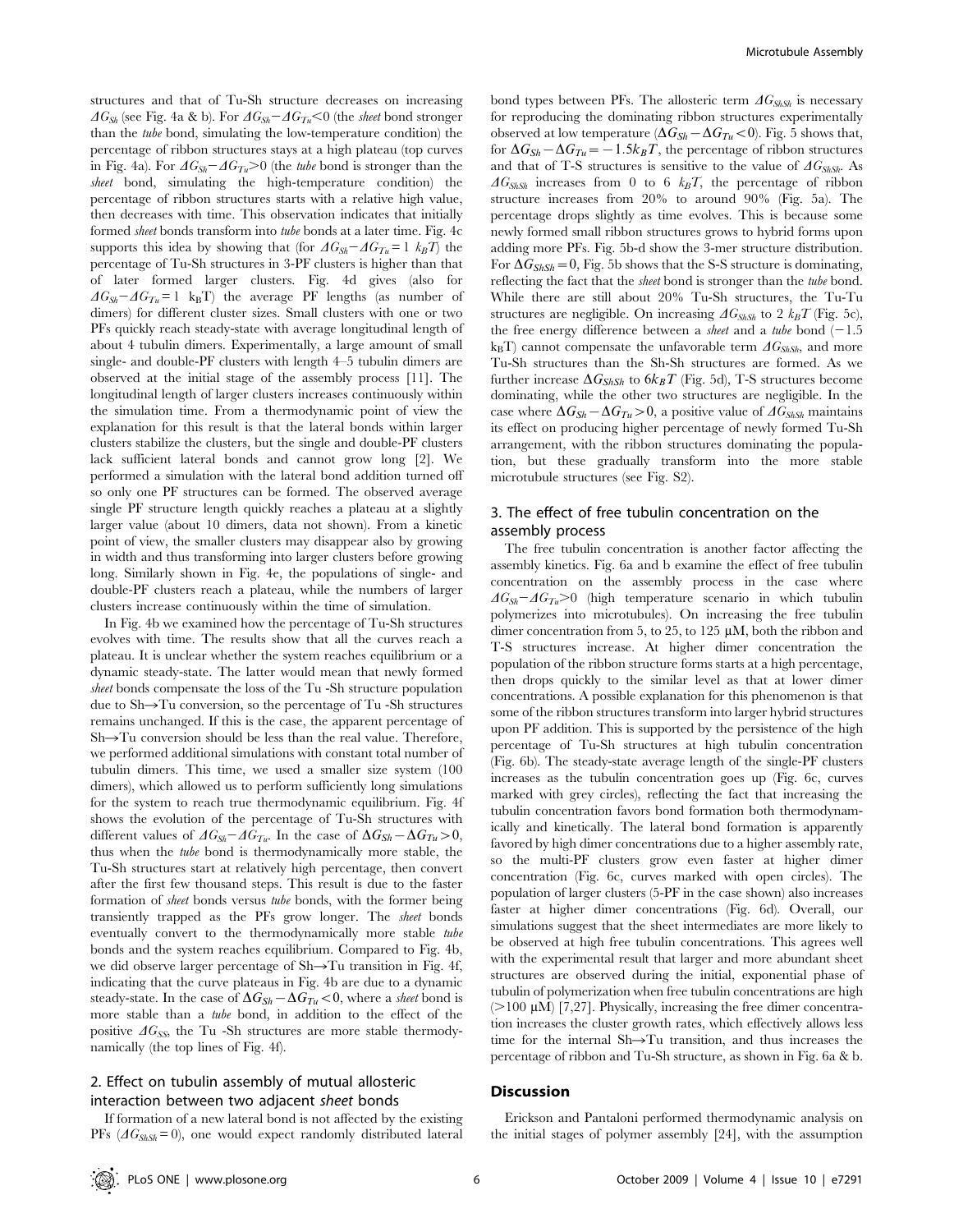structures and that of Tu-Sh structure decreases on increasing $\Delta G_{Sh}$ (see Fig. 4a & b). For $\Delta G_{Sh}-\Delta G_{Tu}<0$ (the *sheet* bond stronger than the *tube* bond, simulating the low-temperature condition) the percentage of ribbon structures stays at a high plateau (top curves in Fig. 4a). For $\Delta G_{Sh}-\Delta G_{Tu}>0$ (the *tube* bond is stronger than the *sheet* bond, simulating the high-temperature condition) the percentage of ribbon structures starts with a relative high value, then decreases with time. This observation indicates that initially formed *sheet* bonds transform into *tube* bonds at a later time. Fig. 4c supports this idea by showing that (for $\Delta G_{Sh}-\Delta G_{Tu}=1\ k_BT$) the percentage of Tu-Sh structures in 3-PF clusters is higher than that of later formed larger clusters. Fig. 4d gives (also for $\Delta G_{Sh}-\Delta G_{Tu}=1\ k_BT$) the average PF lengths (as number of dimers) for different cluster sizes. Small clusters with one or two PFs quickly reach steady-state with average longitudinal length of about 4 tubulin dimers. Experimentally, a large amount of small single- and double-PF clusters with length 4–5 tubulin dimers are observed at the initial stage of the assembly process [11]. The longitudinal length of larger clusters increases continuously within the simulation time. From a thermodynamic point of view the explanation for this result is that the lateral bonds within larger clusters stabilize the clusters, but the single and double-PF clusters lack sufficient lateral bonds and cannot grow long [2]. We performed a simulation with the lateral bond addition turned off so only one PF structures can be formed. The observed average single PF structure length quickly reaches a plateau at a slightly larger value (about 10 dimers, data not shown). From a kinetic point of view, the smaller clusters may disappear also by growing in width and thus transforming into larger clusters before growing long. Similarly shown in Fig. 4e, the populations of single- and double-PF clusters reach a plateau, while the numbers of larger clusters increase continuously within the time of simulation.

In Fig. 4b we examined how the percentage of Tu-Sh structures evolves with time. The results show that all the curves reach a plateau. It is unclear whether the system reaches equilibrium or a dynamic steady-state. The latter would mean that newly formed *sheet* bonds compensate the loss of the Tu -Sh structure population due to Sh→Tu conversion, so the percentage of Tu -Sh structures remains unchanged. If this is the case, the apparent percentage of Sh→Tu conversion should be less than the real value. Therefore, we performed additional simulations with constant total number of tubulin dimers. This time, we used a smaller size system (100 dimers), which allowed us to perform sufficiently long simulations for the system to reach true thermodynamic equilibrium. Fig. 4f shows the evolution of the percentage of Tu-Sh structures with different values of $\Delta G_{Sh}-\Delta G_{Tu}$. In the case of $\Delta G_{Sh}-\Delta G_{Tu}>0$, thus when the *tube* bond is thermodynamically more stable, the Tu-Sh structures start at relatively high percentage, then convert after the first few thousand steps. This result is due to the faster formation of *sheet* bonds versus *tube* bonds, with the former being transiently trapped as the PFs grow longer. The *sheet* bonds eventually convert to the thermodynamically more stable *tube* bonds and the system reaches equilibrium. Compared to Fig. 4b, we did observe larger percentage of Sh→Tu transition in Fig. 4f, indicating that the curve plateaus in Fig. 4b are due to a dynamic steady-state. In the case of $\Delta G_{Sh}-\Delta G_{Tu}<0$, where a *sheet* bond is more stable than a *tube* bond, in addition to the effect of the positive $\Delta G_{SS}$, the Tu -Sh structures are more stable thermodynamically (the top lines of Fig. 4f).

## 2. Effect on tubulin assembly of mutual allosteric interaction between two adjacent *sheet* bonds

If formation of a new lateral bond is not affected by the existing PFs ($\Delta G_{ShSh}=0$), one would expect randomly distributed lateral bond types between PFs. The allosteric term $\Delta G_{ShSh}$ is necessary for reproducing the dominating ribbon structures experimentally observed at low temperature ($\Delta G_{Sh}-\Delta G_{Tu}<0$). Fig. 5 shows that, for $\Delta G_{Sh}-\Delta G_{Tu}=-1.5k_BT$, the percentage of ribbon structures and that of T-S structures is sensitive to the value of $\Delta G_{ShSh}$. As $\Delta G_{ShSh}$ increases from 0 to 6 $k_BT$, the percentage of ribbon structure increases from 20% to around 90% (Fig. 5a). The percentage drops slightly as time evolves. This is because some newly formed small ribbon structures grows to hybrid forms upon adding more PFs. Fig. 5b-d show the 3-mer structure distribution. For $\Delta G_{ShSh}=0$, Fig. 5b shows that the S-S structure is dominating, reflecting the fact that the *sheet* bond is stronger than the *tube* bond. While there are still about 20% Tu-Sh structures, the Tu-Tu structures are negligible. On increasing $\Delta G_{ShSh}$ to 2 $k_BT$ (Fig. 5c), the free energy difference between a *sheet* and a *tube* bond ($-1.5$ $k_BT$) cannot compensate the unfavorable term $\Delta G_{ShSh}$, and more Tu-Sh structures than the Sh-Sh structures are formed. As we further increase $\Delta G_{ShSh}$ to $6k_BT$ (Fig. 5d), T-S structures become dominating, while the other two structures are negligible. In the case where $\Delta G_{Sh}-\Delta G_{Tu}>0$, a positive value of $\Delta G_{ShSh}$ maintains its effect on producing higher percentage of newly formed Tu-Sh arrangement, with the ribbon structures dominating the population, but these gradually transform into the more stable microtubule structures (see Fig. S2).

## 3. The effect of free tubulin concentration on the assembly process

The free tubulin concentration is another factor affecting the assembly kinetics. Fig. 6a and b examine the effect of free tubulin concentration on the assembly process in the case where $\Delta G_{Sh}-\Delta G_{Tu}>0$ (high temperature scenario in which tubulin polymerizes into microtubules). On increasing the free tubulin dimer concentration from 5, to 25, to 125 μM, both the ribbon and T-S structures increase. At higher dimer concentration the population of the ribbon structure forms starts at a high percentage, then drops quickly to the similar level as that at lower dimer concentrations. A possible explanation for this phenomenon is that some of the ribbon structures transform into larger hybrid structures upon PF addition. This is supported by the persistence of the high percentage of Tu-Sh structures at high tubulin concentration (Fig. 6b). The steady-state average length of the single-PF clusters increases as the tubulin concentration goes up (Fig. 6c, curves marked with grey circles), reflecting the fact that increasing the tubulin concentration favors bond formation both thermodynamically and kinetically. The lateral bond formation is apparently favored by high dimer concentrations due to a higher assembly rate, so the multi-PF clusters grow even faster at higher dimer concentration (Fig. 6c, curves marked with open circles). The population of larger clusters (5-PF in the case shown) also increases faster at higher dimer concentrations (Fig. 6d). Overall, our simulations suggest that the sheet intermediates are more likely to be observed at high free tubulin concentrations. This agrees well with the experimental result that larger and more abundant sheet structures are observed during the initial, exponential phase of tubulin of polymerization when free tubulin concentrations are high (>100 μM) [7,27]. Physically, increasing the free dimer concentration increases the cluster growth rates, which effectively allows less time for the internal Sh→Tu transition, and thus increases the percentage of ribbon and Tu-Sh structure, as shown in Fig. 6a & b.

## Discussion

Erickson and Pantaloni performed thermodynamic analysis on the initial stages of polymer assembly [24], with the assumption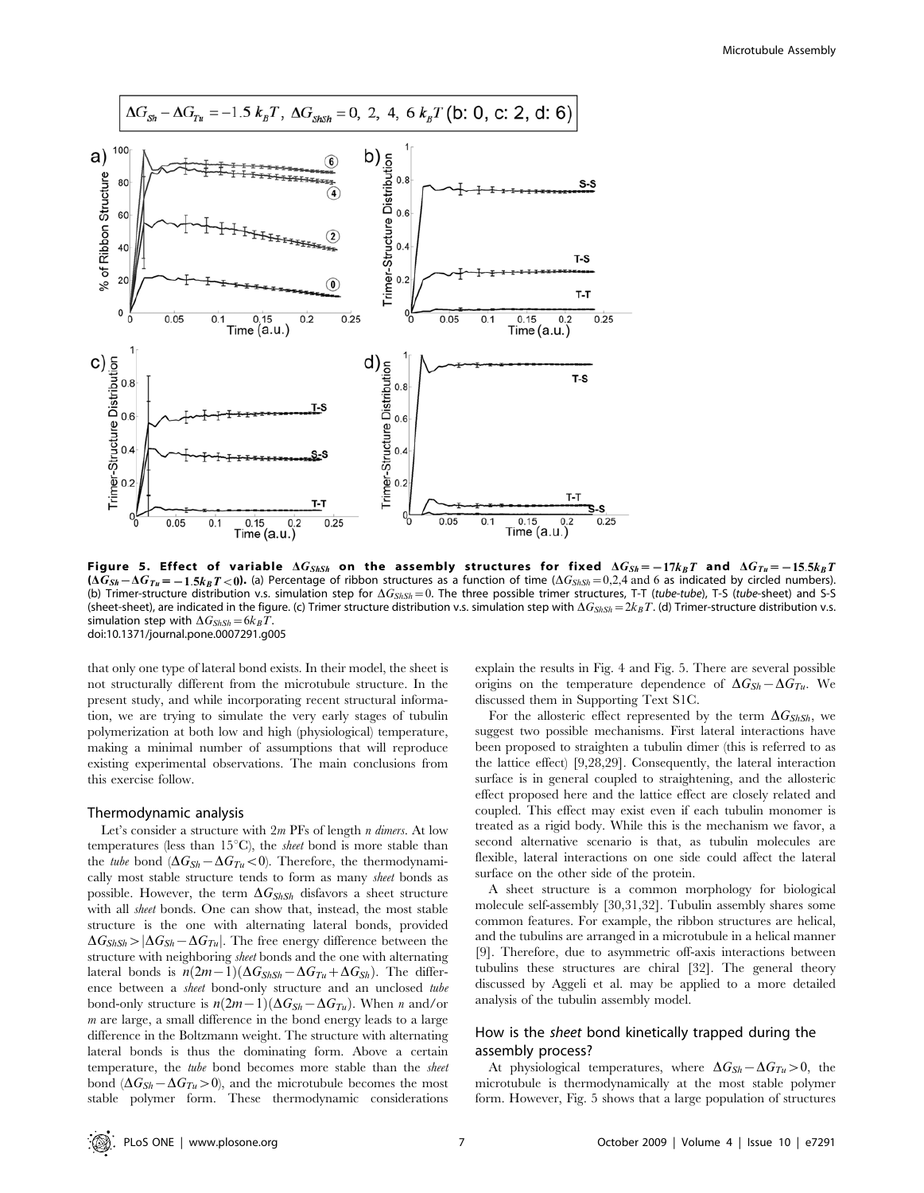Figure 5. Effect of variable $\Delta G_{ShSh}$ on the assembly structures for fixed $\Delta G_{Sh} = -17k_BT$ and $\Delta G_{Tu} = -15.5k_BT$ ($\Delta G_{Sh} - \Delta G_{Tu} = -1.5k_BT < 0$). (a) Percentage of ribbon structures as a function of time ($\Delta G_{ShSh} = 0,2,4$ and 6 as indicated by circled numbers). (b) Trimer-structure distribution v.s. simulation step for $\Delta G_{ShSh} = 0$. The three possible trimer structures, T-T (*tube-tube*), T-S (*tube-sheet*) and S-S (*sheet-sheet*), are indicated in the figure. (c) Trimer structure distribution v.s. simulation step with $\Delta G_{ShSh} = 2k_BT$. (d) Trimer-structure distribution v.s. simulation step with $\Delta G_{ShSh} = 6k_BT$.
doi:10.1371/journal.pone.0007291.g005

that only one type of lateral bond exists. In their model, the sheet is not structurally different from the microtubule structure. In the present study, and while incorporating recent structural information, we are trying to simulate the very early stages of tubulin polymerization at both low and high (physiological) temperature, making a minimal number of assumptions that will reproduce existing experimental observations. The main conclusions from this exercise follow.

### Thermodynamic analysis

Let's consider a structure with $2m$ PFs of length $n$ *dimers*. At low temperatures (less than 15°C), the *sheet* bond is more stable than the *tube* bond ($\Delta G_{Sh} - \Delta G_{Tu} < 0$). Therefore, the thermodynamically most stable structure tends to form as many *sheet* bonds as possible. However, the term $\Delta G_{ShSh}$ disfavors a sheet structure with all *sheet* bonds. One can show that, instead, the most stable structure is the one with alternating lateral bonds, provided $\Delta G_{ShSh} > |\Delta G_{Sh} - \Delta G_{Tu}|$. The free energy difference between the structure with neighboring *sheet* bonds and the one with alternating lateral bonds is $n(2m-1)(\Delta G_{ShSh} - \Delta G_{Tu} + \Delta G_{Sh})$. The difference between a *sheet* bond-only structure and an unclosed *tube* bond-only structure is $n(2m-1)(\Delta G_{Sh} - \Delta G_{Tu})$. When $n$ and/or $m$ are large, a small difference in the bond energy leads to a large difference in the Boltzmann weight. The structure with alternating lateral bonds is thus the dominating form. Above a certain temperature, the *tube* bond becomes more stable than the *sheet* bond ($\Delta G_{Sh} - \Delta G_{Tu} > 0$), and the microtubule becomes the most stable polymer form. These thermodynamic considerations explain the results in Fig. 4 and Fig. 5. There are several possible origins on the temperature dependence of $\Delta G_{Sh} - \Delta G_{Tu}$. We discussed them in Supporting Text S1C.

For the allosteric effect represented by the term $\Delta G_{ShSh}$, we suggest two possible mechanisms. First lateral interactions have been proposed to straighten a tubulin dimer (this is referred to as the lattice effect) [9,28,29]. Consequently, the lateral interaction surface is in general coupled to straightening, and the allosteric effect proposed here and the lattice effect are closely related and coupled. This effect may exist even if each tubulin monomer is treated as a rigid body. While this is the mechanism we favor, a second alternative scenario is that, as tubulin molecules are flexible, lateral interactions on one side could affect the lateral surface on the other side of the protein.

A sheet structure is a common morphology for biological molecule self-assembly [30,31,32]. Tubulin assembly shares some common features. For example, the ribbon structures are helical, and the tubulins are arranged in a microtubule in a helical manner [9]. Therefore, due to asymmetric off-axis interactions between tubulins these structures are chiral [32]. The general theory discussed by Aggeli et al. may be applied to a more detailed analysis of the tubulin assembly model.

### How is the *sheet* bond kinetically trapped during the assembly process?

At physiological temperatures, where $\Delta G_{Sh} - \Delta G_{Tu} > 0$, the microtubule is thermodynamically at the most stable polymer form. However, Fig. 5 shows that a large population of structures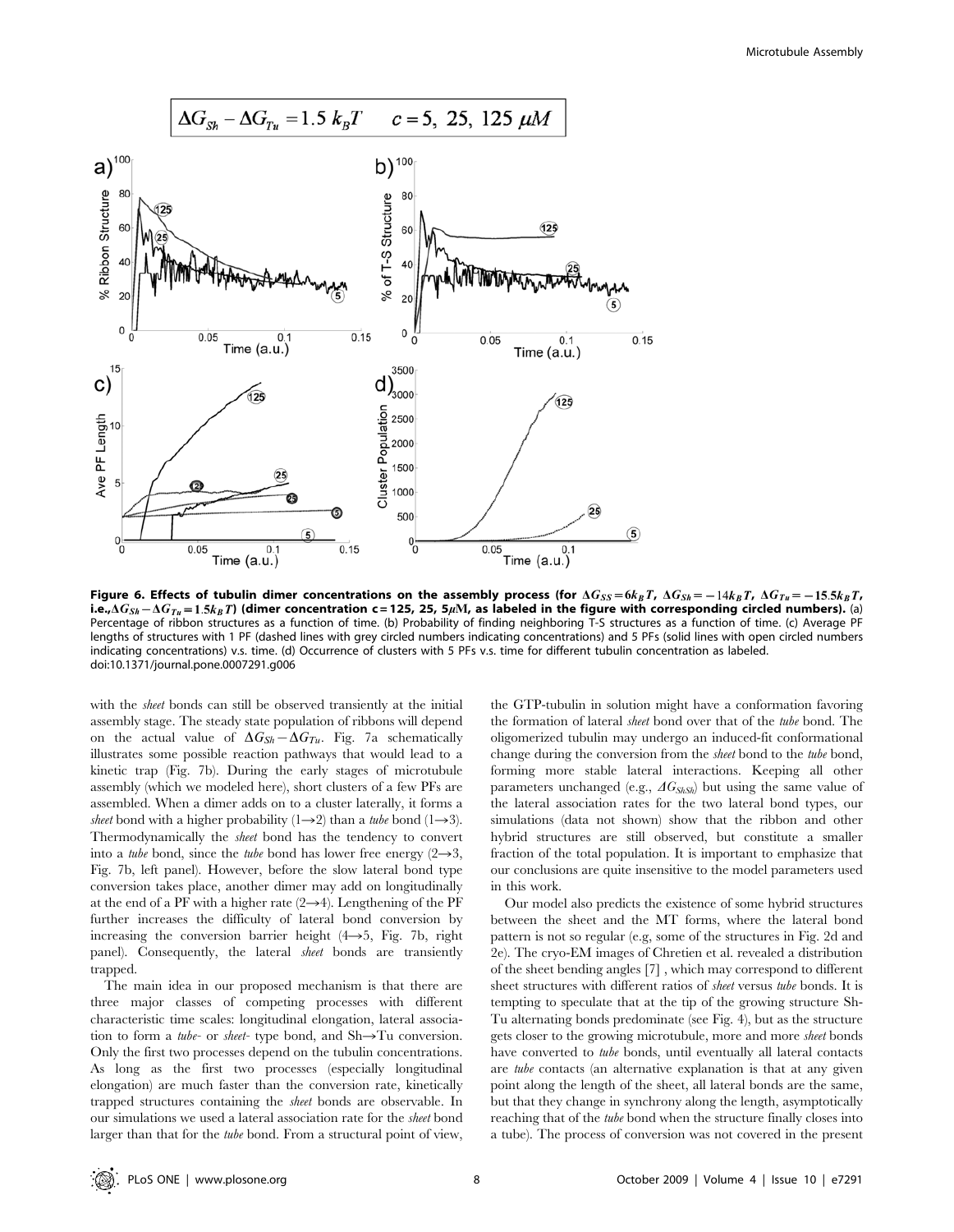$\Delta G_{Sh} - \Delta G_{Tu} = 1.5\ k_BT \quad c = 5,\ 25,\ 125\ \mu M$

a)
% Ribbon Structure
Time (a.u.)
125
25
5

b)
% of T-S Structure
Time (a.u.)
125
25
5

c)
Ave PF Length
Time (a.u.)
125
25
5

d)
Cluster Population
Time (a.u.)
125
25
5

**Figure 6. Effects of tubulin dimer concentrations on the assembly process (for $\Delta G_{SS}=6k_BT$, $\Delta G_{Sh}=-14k_BT$, $\Delta G_{Tu}=-15.5k_BT$, i.e.,$\Delta G_{Sh}-\Delta G_{Tu}=1.5k_BT$) (dimer concentration c = 125, 25, 5$\mu$M, as labeled in the figure with corresponding circled numbers).** (a) Percentage of ribbon structures as a function of time. (b) Probability of finding neighboring T-S structures as a function of time. (c) Average PF lengths of structures with 1 PF (dashed lines with grey circled numbers indicating concentrations) and 5 PFs (solid lines with open circled numbers indicating concentrations) v.s. time. (d) Occurrence of clusters with 5 PFs v.s. time for different tubulin concentration as labeled.
doi:10.1371/journal.pone.0007291.g006

with the *sheet* bonds can still be observed transiently at the initial assembly stage. The steady state population of ribbons will depend on the actual value of $\Delta G_{Sh} - \Delta G_{Tu}$. Fig. 7a schematically illustrates some possible reaction pathways that would lead to a kinetic trap (Fig. 7b). During the early stages of microtubule assembly (which we modeled here), short clusters of a few PFs are assembled. When a dimer adds on to a cluster laterally, it forms a *sheet* bond with a higher probability (1→2) than a *tube* bond (1→3). Thermodynamically the *sheet* bond has the tendency to convert into a *tube* bond, since the *tube* bond has lower free energy (2→3, Fig. 7b, left panel). However, before the slow lateral bond type conversion takes place, another dimer may add on longitudinally at the end of a PF with a higher rate (2→4). Lengthening of the PF further increases the difficulty of lateral bond conversion by increasing the conversion barrier height (4→5, Fig. 7b, right panel). Consequently, the lateral *sheet* bonds are transiently trapped.

The main idea in our proposed mechanism is that there are three major classes of competing processes with different characteristic time scales: longitudinal elongation, lateral association to form a *tube*- or *sheet*- type bond, and Sh→Tu conversion. Only the first two processes depend on the tubulin concentrations. As long as the first two processes (especially longitudinal elongation) are much faster than the conversion rate, kinetically trapped structures containing the *sheet* bonds are observable. In our simulations we used a lateral association rate for the *sheet* bond larger than that for the *tube* bond. From a structural point of view, the GTP-tubulin in solution might have a conformation favoring the formation of lateral *sheet* bond over that of the *tube* bond. The oligomerized tubulin may undergo an induced-fit conformational change during the conversion from the *sheet* bond to the *tube* bond, forming more stable lateral interactions. Keeping all other parameters unchanged (e.g., $\Delta G_{ShSh}$) but using the same value of the lateral association rates for the two lateral bond types, our simulations (data not shown) show that the ribbon and other hybrid structures are still observed, but constitute a smaller fraction of the total population. It is important to emphasize that our conclusions are quite insensitive to the model parameters used in this work.

Our model also predicts the existence of some hybrid structures between the sheet and the MT forms, where the lateral bond pattern is not so regular (e.g, some of the structures in Fig. 2d and 2e). The cryo-EM images of Chretien et al. revealed a distribution of the sheet bending angles [7] , which may correspond to different sheet structures with different ratios of *sheet* versus *tube* bonds. It is tempting to speculate that at the tip of the growing structure Sh-Tu alternating bonds predominate (see Fig. 4), but as the structure gets closer to the growing microtubule, more and more *sheet* bonds have converted to *tube* bonds, until eventually all lateral contacts are *tube* contacts (an alternative explanation is that at any given point along the length of the sheet, all lateral bonds are the same, but that they change in synchrony along the length, asymptotically reaching that of the *tube* bond when the structure finally closes into a tube). The process of conversion was not covered in the present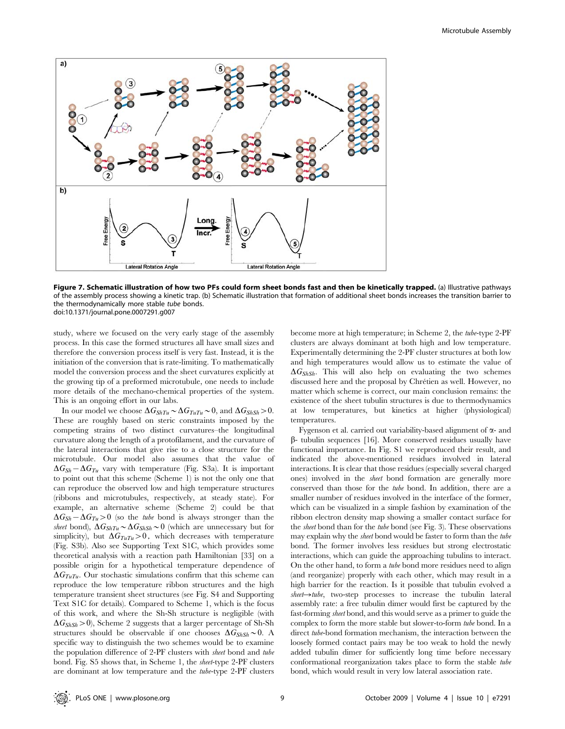**Figure 7. Schematic illustration of how two PFs could form sheet bonds fast and then be kinetically trapped.** (a) Illustrative pathways of the assembly process showing a kinetic trap. (b) Schematic illustration that formation of additional sheet bonds increases the transition barrier to the thermodynamically more stable *tube* bonds.
doi:10.1371/journal.pone.0007291.g007

study, where we focused on the very early stage of the assembly process. In this case the formed structures all have small sizes and therefore the conversion process itself is very fast. Instead, it is the initiation of the conversion that is rate-limiting. To mathematically model the conversion process and the sheet curvatures explicitly at the growing tip of a preformed microtubule, one needs to include more details of the mechano-chemical properties of the system. This is an ongoing effort in our labs.

In our model we choose $\Delta G_{ShTu} \sim \Delta G_{TuTu} \sim 0$, and $\Delta G_{ShSh} > 0$. These are roughly based on steric constraints imposed by the competing strains of two distinct curvatures–the longitudinal curvature along the length of a protofilament, and the curvature of the lateral interactions that give rise to a close structure for the microtubule. Our model also assumes that the value of $\Delta G_{Sh} - \Delta G_{Tu}$ vary with temperature (Fig. S3a). It is important to point out that this scheme (Scheme 1) is not the only one that can reproduce the observed low and high temperature structures (ribbons and microtubules, respectively, at steady state). For example, an alternative scheme (Scheme 2) could be that $\Delta G_{Sh} - \Delta G_{Tu} > 0$ (so the *tube* bond is always stronger than the *sheet* bond), $\Delta G_{ShTu} \sim \Delta G_{ShSh} \sim 0$ (which are unnecessary but for simplicity), but $\Delta G_{TuTu} > 0$, which decreases with temperature (Fig. S3b). Also see Supporting Text S1C, which provides some theoretical analysis with a reaction path Hamiltonian [33] on a possible origin for a hypothetical temperature dependence of $\Delta G_{TuTu}$. Our stochastic simulations confirm that this scheme can reproduce the low temperature ribbon structures and the high temperature transient sheet structures (see Fig. S4 and Supporting Text S1C for details). Compared to Scheme 1, which is the focus of this work, and where the Sh-Sh structure is negligible (with $\Delta G_{ShSh} > 0$), Scheme 2 suggests that a larger percentage of Sh-Sh structures should be observable if one chooses $\Delta G_{ShSh} \sim 0$. A specific way to distinguish the two schemes would be to examine the population difference of 2-PF clusters with *sheet* bond and *tube* bond. Fig. S5 shows that, in Scheme 1, the *sheet*-type 2-PF clusters are dominant at low temperature and the *tube*-type 2-PF clusters become more at high temperature; in Scheme 2, the *tube*-type 2-PF clusters are always dominant at both high and low temperature. Experimentally determining the 2-PF cluster structures at both low and high temperatures would allow us to estimate the value of $\Delta G_{ShSh}$. This will also help on evaluating the two schemes discussed here and the proposal by Chrétien as well. However, no matter which scheme is correct, our main conclusion remains: the existence of the sheet tubulin structures is due to thermodynamics at low temperatures, but kinetics at higher (physiological) temperatures.

Fygenson et al. carried out variability-based alignment of α- and β- tubulin sequences [16]. More conserved residues usually have functional importance. In Fig. S1 we reproduced their result, and indicated the above-mentioned residues involved in lateral interactions. It is clear that those residues (especially several charged ones) involved in the *sheet* bond formation are generally more conserved than those for the *tube* bond. In addition, there are a smaller number of residues involved in the interface of the former, which can be visualized in a simple fashion by examination of the ribbon electron density map showing a smaller contact surface for the *sheet* bond than for the *tube* bond (see Fig. 3). These observations may explain why the *sheet* bond would be faster to form than the *tube* bond. The former involves less residues but strong electrostatic interactions, which can guide the approaching tubulins to interact. On the other hand, to form a *tube* bond more residues need to align (and reorganize) properly with each other, which may result in a high barrier for the reaction. Is it possible that tubulin evolved a *sheet*→*tube*, two-step processes to increase the tubulin lateral assembly rate: a free tubulin dimer would first be captured by the fast-forming *sheet* bond, and this would serve as a primer to guide the complex to form the more stable but slower-to-form *tube* bond. In a direct *tube*-bond formation mechanism, the interaction between the loosely formed contact pairs may be too weak to hold the newly added tubulin dimer for sufficiently long time before necessary conformational reorganization takes place to form the stable *tube* bond, which would result in very low lateral association rate.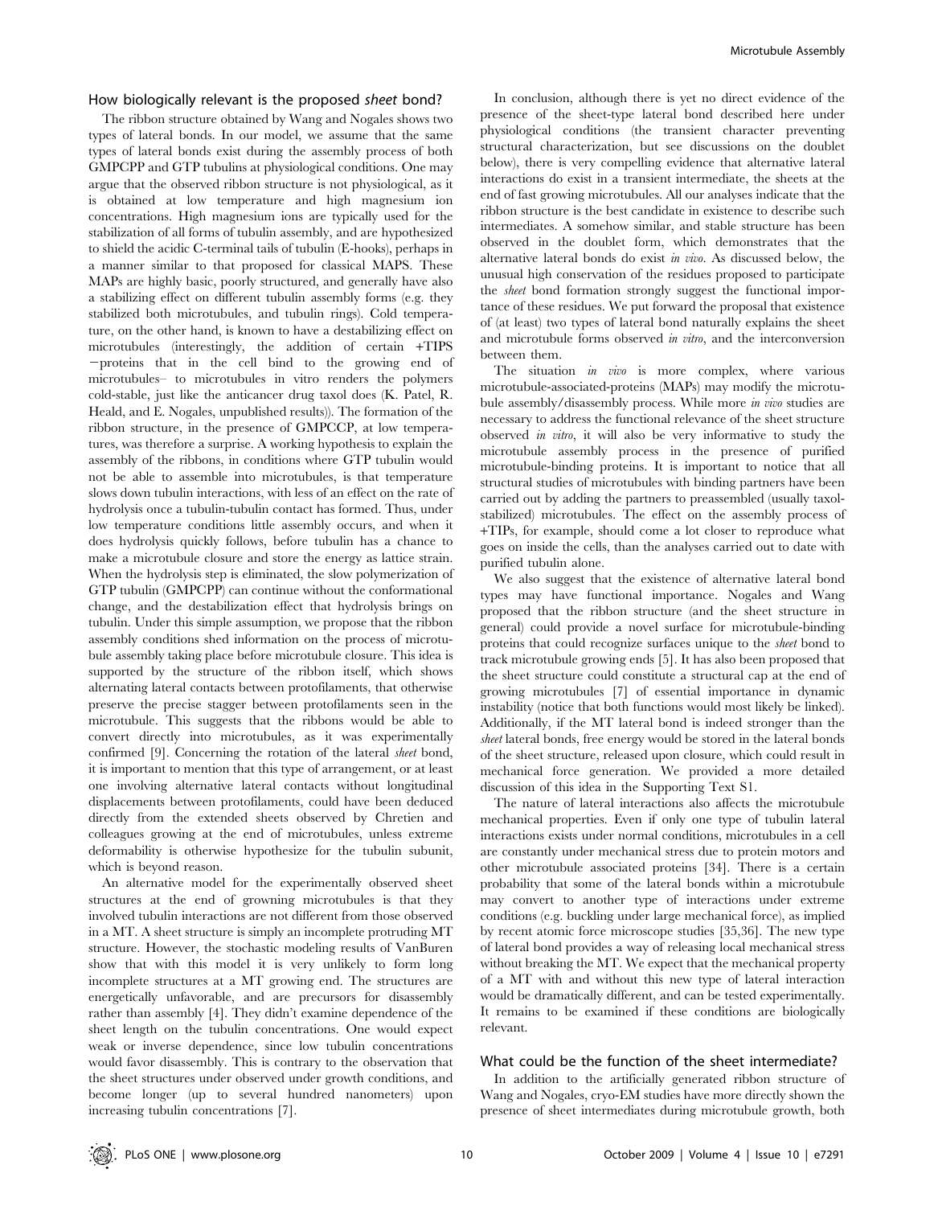## How biologically relevant is the proposed *sheet* bond?

The ribbon structure obtained by Wang and Nogales shows two types of lateral bonds. In our model, we assume that the same types of lateral bonds exist during the assembly process of both GMPCPP and GTP tubulins at physiological conditions. One may argue that the observed ribbon structure is not physiological, as it is obtained at low temperature and high magnesium ion concentrations. High magnesium ions are typically used for the stabilization of all forms of tubulin assembly, and are hypothesized to shield the acidic C-terminal tails of tubulin (E-hooks), perhaps in a manner similar to that proposed for classical MAPS. These MAPs are highly basic, poorly structured, and generally have also a stabilizing effect on different tubulin assembly forms (e.g. they stabilized both microtubules, and tubulin rings). Cold temperature, on the other hand, is known to have a destabilizing effect on microtubules (interestingly, the addition of certain +TIPS −proteins that in the cell bind to the growing end of microtubules– to microtubules in vitro renders the polymers cold-stable, just like the anticancer drug taxol does (K. Patel, R. Heald, and E. Nogales, unpublished results)). The formation of the ribbon structure, in the presence of GMPCCP, at low temperatures, was therefore a surprise. A working hypothesis to explain the assembly of the ribbons, in conditions where GTP tubulin would not be able to assemble into microtubules, is that temperature slows down tubulin interactions, with less of an effect on the rate of hydrolysis once a tubulin-tubulin contact has formed. Thus, under low temperature conditions little assembly occurs, and when it does hydrolysis quickly follows, before tubulin has a chance to make a microtubule closure and store the energy as lattice strain. When the hydrolysis step is eliminated, the slow polymerization of GTP tubulin (GMPCPP) can continue without the conformational change, and the destabilization effect that hydrolysis brings on tubulin. Under this simple assumption, we propose that the ribbon assembly conditions shed information on the process of microtubule assembly taking place before microtubule closure. This idea is supported by the structure of the ribbon itself, which shows alternating lateral contacts between protofilaments, that otherwise preserve the precise stagger between protofilaments seen in the microtubule. This suggests that the ribbons would be able to convert directly into microtubules, as it was experimentally confirmed [9]. Concerning the rotation of the lateral *sheet* bond, it is important to mention that this type of arrangement, or at least one involving alternative lateral contacts without longitudinal displacements between protofilaments, could have been deduced directly from the extended sheets observed by Chretien and colleagues growing at the end of microtubules, unless extreme deformability is otherwise hypothesize for the tubulin subunit, which is beyond reason.

An alternative model for the experimentally observed sheet structures at the end of growning microtubules is that they involved tubulin interactions are not different from those observed in a MT. A sheet structure is simply an incomplete protruding MT structure. However, the stochastic modeling results of VanBuren show that with this model it is very unlikely to form long incomplete structures at a MT growing end. The structures are energetically unfavorable, and are precursors for disassembly rather than assembly [4]. They didn't examine dependence of the sheet length on the tubulin concentrations. One would expect weak or inverse dependence, since low tubulin concentrations would favor disassembly. This is contrary to the observation that the sheet structures under observed under growth conditions, and become longer (up to several hundred nanometers) upon increasing tubulin concentrations [7].

In conclusion, although there is yet no direct evidence of the presence of the sheet-type lateral bond described here under physiological conditions (the transient character preventing structural characterization, but see discussions on the doublet below), there is very compelling evidence that alternative lateral interactions do exist in a transient intermediate, the sheets at the end of fast growing microtubules. All our analyses indicate that the ribbon structure is the best candidate in existence to describe such intermediates. A somehow similar, and stable structure has been observed in the doublet form, which demonstrates that the alternative lateral bonds do exist *in vivo*. As discussed below, the unusual high conservation of the residues proposed to participate the *sheet* bond formation strongly suggest the functional importance of these residues. We put forward the proposal that existence of (at least) two types of lateral bond naturally explains the sheet and microtubule forms observed *in vitro*, and the interconversion between them.

The situation *in vivo* is more complex, where various microtubule-associated-proteins (MAPs) may modify the microtubule assembly/disassembly process. While more *in vivo* studies are necessary to address the functional relevance of the sheet structure observed *in vitro*, it will also be very informative to study the microtubule assembly process in the presence of purified microtubule-binding proteins. It is important to notice that all structural studies of microtubules with binding partners have been carried out by adding the partners to preassembled (usually taxol-stabilized) microtubules. The effect on the assembly process of +TIPs, for example, should come a lot closer to reproduce what goes on inside the cells, than the analyses carried out to date with purified tubulin alone.

We also suggest that the existence of alternative lateral bond types may have functional importance. Nogales and Wang proposed that the ribbon structure (and the sheet structure in general) could provide a novel surface for microtubule-binding proteins that could recognize surfaces unique to the *sheet* bond to track microtubule growing ends [5]. It has also been proposed that the sheet structure could constitute a structural cap at the end of growing microtubules [7] of essential importance in dynamic instability (notice that both functions would most likely be linked). Additionally, if the MT lateral bond is indeed stronger than the *sheet* lateral bonds, free energy would be stored in the lateral bonds of the sheet structure, released upon closure, which could result in mechanical force generation. We provided a more detailed discussion of this idea in the Supporting Text S1.

The nature of lateral interactions also affects the microtubule mechanical properties. Even if only one type of tubulin lateral interactions exists under normal conditions, microtubules in a cell are constantly under mechanical stress due to protein motors and other microtubule associated proteins [34]. There is a certain probability that some of the lateral bonds within a microtubule may convert to another type of interactions under extreme conditions (e.g. buckling under large mechanical force), as implied by recent atomic force microscope studies [35,36]. The new type of lateral bond provides a way of releasing local mechanical stress without breaking the MT. We expect that the mechanical property of a MT with and without this new type of lateral interaction would be dramatically different, and can be tested experimentally. It remains to be examined if these conditions are biologically relevant.

## What could be the function of the sheet intermediate?

In addition to the artificially generated ribbon structure of Wang and Nogales, cryo-EM studies have more directly shown the presence of sheet intermediates during microtubule growth, both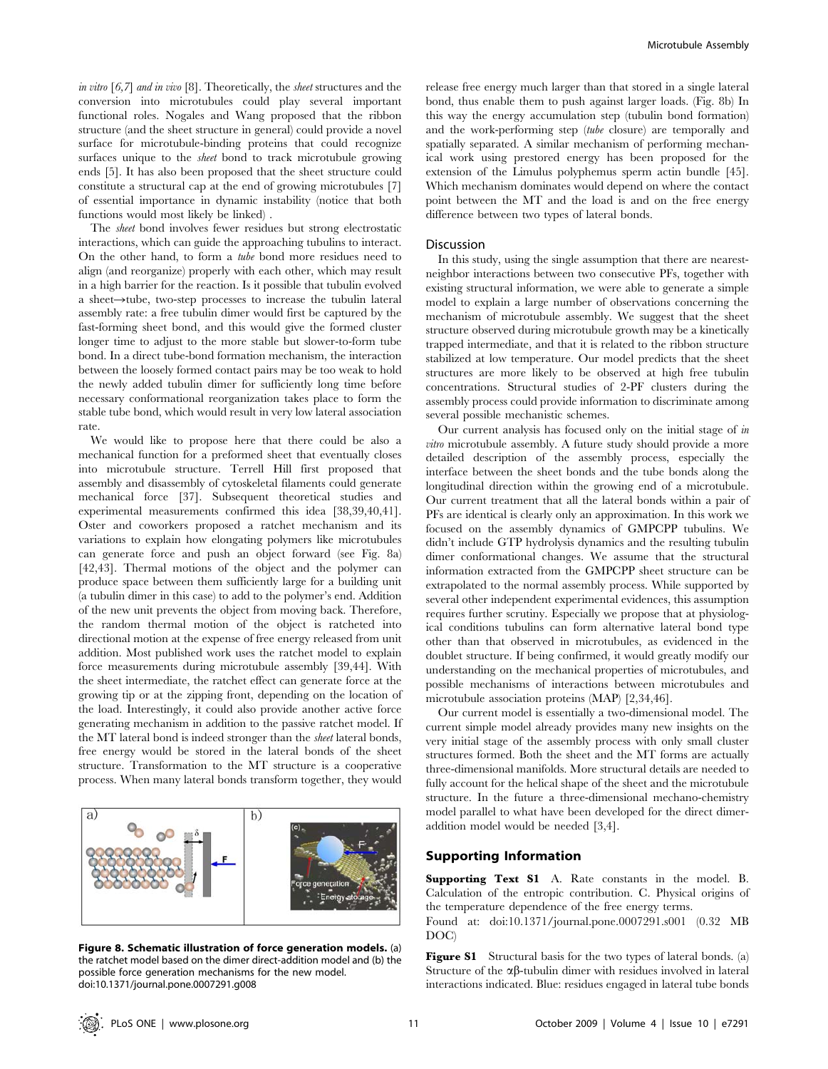*in vitro* [6,7] *and in vivo* [8]. Theoretically, the *sheet* structures and the conversion into microtubules could play several important functional roles. Nogales and Wang proposed that the ribbon structure (and the sheet structure in general) could provide a novel surface for microtubule-binding proteins that could recognize surfaces unique to the *sheet* bond to track microtubule growing ends [5]. It has also been proposed that the sheet structure could constitute a structural cap at the end of growing microtubules [7] of essential importance in dynamic instability (notice that both functions would most likely be linked) .

The *sheet* bond involves fewer residues but strong electrostatic interactions, which can guide the approaching tubulins to interact. On the other hand, to form a *tube* bond more residues need to align (and reorganize) properly with each other, which may result in a high barrier for the reaction. Is it possible that tubulin evolved a sheet→tube, two-step processes to increase the tubulin lateral assembly rate: a free tubulin dimer would first be captured by the fast-forming sheet bond, and this would give the formed cluster longer time to adjust to the more stable but slower-to-form tube bond. In a direct tube-bond formation mechanism, the interaction between the loosely formed contact pairs may be too weak to hold the newly added tubulin dimer for sufficiently long time before necessary conformational reorganization takes place to form the stable tube bond, which would result in very low lateral association rate.

We would like to propose here that there could be also a mechanical function for a preformed sheet that eventually closes into microtubule structure. Terrell Hill first proposed that assembly and disassembly of cytoskeletal filaments could generate mechanical force [37]. Subsequent theoretical studies and experimental measurements confirmed this idea [38,39,40,41]. Oster and coworkers proposed a ratchet mechanism and its variations to explain how elongating polymers like microtubules can generate force and push an object forward (see Fig. 8a) [42,43]. Thermal motions of the object and the polymer can produce space between them sufficiently large for a building unit (a tubulin dimer in this case) to add to the polymer's end. Addition of the new unit prevents the object from moving back. Therefore, the random thermal motion of the object is ratcheted into directional motion at the expense of free energy released from unit addition. Most published work uses the ratchet model to explain force measurements during microtubule assembly [39,44]. With the sheet intermediate, the ratchet effect can generate force at the growing tip or at the zipping front, depending on the location of the load. Interestingly, it could also provide another active force generating mechanism in addition to the passive ratchet model. If the MT lateral bond is indeed stronger than the *sheet* lateral bonds, free energy would be stored in the lateral bonds of the sheet structure. Transformation to the MT structure is a cooperative process. When many lateral bonds transform together, they would release free energy much larger than that stored in a single lateral bond, thus enable them to push against larger loads. (Fig. 8b) In this way the energy accumulation step (tubulin bond formation) and the work-performing step (*tube* closure) are temporally and spatially separated. A similar mechanism of performing mechanical work using prestored energy has been proposed for the extension of the Limulus polyphemus sperm actin bundle [45]. Which mechanism dominates would depend on where the contact point between the MT and the load is and on the free energy difference between two types of lateral bonds.

**Figure 8. Schematic illustration of force generation models.** (a) the ratchet model based on the dimer direct-addition model and (b) the possible force generation mechanisms for the new model.
doi:10.1371/journal.pone.0007291.g008

## Discussion

In this study, using the single assumption that there are nearest-neighbor interactions between two consecutive PFs, together with existing structural information, we were able to generate a simple model to explain a large number of observations concerning the mechanism of microtubule assembly. We suggest that the sheet structure observed during microtubule growth may be a kinetically trapped intermediate, and that it is related to the ribbon structure stabilized at low temperature. Our model predicts that the sheet structures are more likely to be observed at high free tubulin concentrations. Structural studies of 2-PF clusters during the assembly process could provide information to discriminate among several possible mechanistic schemes.

Our current analysis has focused only on the initial stage of *in vitro* microtubule assembly. A future study should provide a more detailed description of the assembly process, especially the interface between the sheet bonds and the tube bonds along the longitudinal direction within the growing end of a microtubule. Our current treatment that all the lateral bonds within a pair of PFs are identical is clearly only an approximation. In this work we focused on the assembly dynamics of GMPCPP tubulins. We didn't include GTP hydrolysis dynamics and the resulting tubulin dimer conformational changes. We assume that the structural information extracted from the GMPCPP sheet structure can be extrapolated to the normal assembly process. While supported by several other independent experimental evidences, this assumption requires further scrutiny. Especially we propose that at physiological conditions tubulins can form alternative lateral bond type other than that observed in microtubules, as evidenced in the doublet structure. If being confirmed, it would greatly modify our understanding on the mechanical properties of microtubules, and possible mechanisms of interactions between microtubules and microtubule association proteins (MAP) [2,34,46].

Our current model is essentially a two-dimensional model. The current simple model already provides many new insights on the very initial stage of the assembly process with only small cluster structures formed. Both the sheet and the MT forms are actually three-dimensional manifolds. More structural details are needed to fully account for the helical shape of the sheet and the microtubule structure. In the future a three-dimensional mechano-chemistry model parallel to what have been developed for the direct dimer-addition model would be needed [3,4].

## Supporting Information

**Supporting Text S1** A. Rate constants in the model. B. Calculation of the entropic contribution. C. Physical origins of the temperature dependence of the free energy terms.
Found at: doi:10.1371/journal.pone.0007291.s001 (0.32 MB DOC)

**Figure S1** Structural basis for the two types of lateral bonds. (a) Structure of the αβ-tubulin dimer with residues involved in lateral interactions indicated. Blue: residues engaged in lateral tube bonds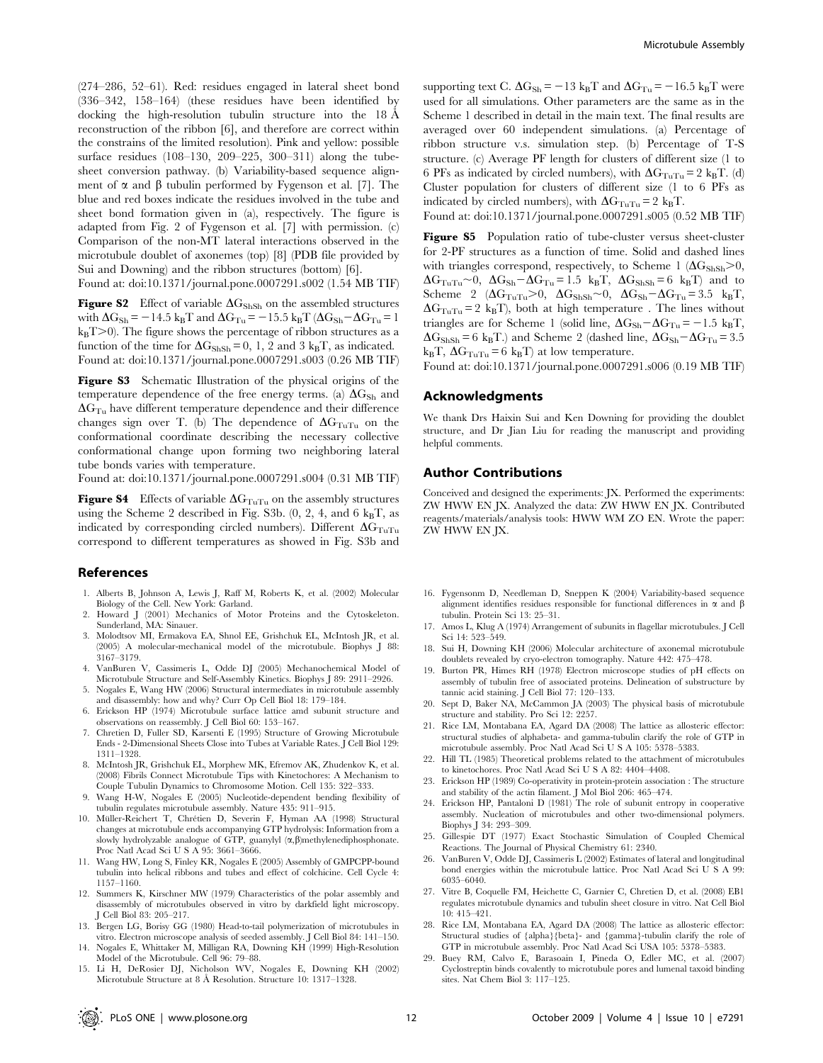(274–286, 52–61). Red: residues engaged in lateral sheet bond (336–342, 158–164) (these residues have been identified by docking the high-resolution tubulin structure into the 18 Å reconstruction of the ribbon [6], and therefore are correct within the constrains of the limited resolution). Pink and yellow: possible surface residues (108–130, 209–225, 300–311) along the tube-sheet conversion pathway. (b) Variability-based sequence alignment of α and β tubulin performed by Fygenson et al. [7]. The blue and red boxes indicate the residues involved in the tube and sheet bond formation given in (a), respectively. The figure is adapted from Fig. 2 of Fygenson et al. [7] with permission. (c) Comparison of the non-MT lateral interactions observed in the microtubule doublet of axonemes (top) [8] (PDB file provided by Sui and Downing) and the ribbon structures (bottom) [6].
Found at: doi:10.1371/journal.pone.0007291.s002 (1.54 MB TIF)

**Figure S2** Effect of variable $\Delta G_{ShSh}$ on the assembled structures with $\Delta G_{Sh} = -14.5\ k_BT$ and $\Delta G_{Tu} = -15.5\ k_BT$ ($\Delta G_{Sh} - \Delta G_{Tu} = 1\ k_BT > 0$). The figure shows the percentage of ribbon structures as a function of the time for $\Delta G_{ShSh} = 0$, 1, 2 and 3 $k_BT$, as indicated.
Found at: doi:10.1371/journal.pone.0007291.s003 (0.26 MB TIF)

**Figure S3** Schematic Illustration of the physical origins of the temperature dependence of the free energy terms. (a) $\Delta G_{Sh}$ and $\Delta G_{Tu}$ have different temperature dependence and their difference changes sign over T. (b) The dependence of $\Delta G_{TuTu}$ on the conformational coordinate describing the necessary collective conformational change upon forming two neighboring lateral tube bonds varies with temperature.
Found at: doi:10.1371/journal.pone.0007291.s004 (0.31 MB TIF)

**Figure S4** Effects of variable $\Delta G_{TuTu}$ on the assembly structures using the Scheme 2 described in Fig. S3b. (0, 2, 4, and 6 $k_BT$, as indicated by corresponding circled numbers). Different $\Delta G_{TuTu}$ correspond to different temperatures as showed in Fig. S3b and supporting text C. $\Delta G_{Sh} = -13\ k_BT$ and $\Delta G_{Tu} = -16.5\ k_BT$ were used for all simulations. Other parameters are the same as in the Scheme 1 described in detail in the main text. The final results are averaged over 60 independent simulations. (a) Percentage of ribbon structure v.s. simulation step. (b) Percentage of T-S structure. (c) Average PF length for clusters of different size (1 to 6 PFs as indicated by circled numbers), with $\Delta G_{TuTu} = 2\ k_BT$. (d) Cluster population for clusters of different size (1 to 6 PFs as indicated by circled numbers), with $\Delta G_{TuTu} = 2\ k_BT$.
Found at: doi:10.1371/journal.pone.0007291.s005 (0.52 MB TIF)

**Figure S5** Population ratio of tube-cluster versus sheet-cluster for 2-PF structures as a function of time. Solid and dashed lines with triangles correspond, respectively, to Scheme 1 ($\Delta G_{ShSh} > 0$, $\Delta G_{TuTu} \sim 0$, $\Delta G_{Sh} - \Delta G_{Tu} = 1.5\ k_BT$, $\Delta G_{ShSh} = 6\ k_BT$) and to Scheme 2 ($\Delta G_{TuTu} > 0$, $\Delta G_{ShSh} \sim 0$, $\Delta G_{Sh} - \Delta G_{Tu} = 3.5\ k_BT$, $\Delta G_{TuTu} = 2\ k_BT$), both at high temperature . The lines without triangles are for Scheme 1 (solid line, $\Delta G_{Sh} - \Delta G_{Tu} = -1.5\ k_BT$, $\Delta G_{ShSh} = 6\ k_BT$.) and Scheme 2 (dashed line, $\Delta G_{Sh} - \Delta G_{Tu} = 3.5\ k_BT$, $\Delta G_{TuTu} = 6\ k_BT$) at low temperature.
Found at: doi:10.1371/journal.pone.0007291.s006 (0.19 MB TIF)

## Acknowledgments

We thank Drs Haixin Sui and Ken Downing for providing the doublet structure, and Dr Jian Liu for reading the manuscript and providing helpful comments.

## Author Contributions

Conceived and designed the experiments: JX. Performed the experiments: ZW HWW EN JX. Analyzed the data: ZW HWW EN JX. Contributed reagents/materials/analysis tools: HWW WM ZO EN. Wrote the paper: ZW HWW EN JX.

## References

1. Alberts B, Johnson A, Lewis J, Raff M, Roberts K, et al. (2002) Molecular Biology of the Cell. New York: Garland.
2. Howard J (2001) Mechanics of Motor Proteins and the Cytoskeleton. Sunderland, MA: Sinauer.
3. Molodtsov MI, Ermakova EA, Shnol EE, Grishchuk EL, McIntosh JR, et al. (2005) A molecular-mechanical model of the microtubule. Biophys J 88: 3167–3179.
4. VanBuren V, Cassimeris L, Odde DJ (2005) Mechanochemical Model of Microtubule Structure and Self-Assembly Kinetics. Biophys J 89: 2911–2926.
5. Nogales E, Wang HW (2006) Structural intermediates in microtubule assembly and disassembly: how and why? Curr Op Cell Biol 18: 179–184.
6. Erickson HP (1974) Microtubule surface lattice amd subunit structure and observations on reassembly. J Cell Biol 60: 153–167.
7. Chretien D, Fuller SD, Karsenti E (1995) Structure of Growing Microtubule Ends - 2-Dimensional Sheets Close into Tubes at Variable Rates. J Cell Biol 129: 1311–1328.
8. McIntosh JR, Grishchuk EL, Morphew MK, Efremov AK, Zhudenkov K, et al. (2008) Fibrils Connect Microtubule Tips with Kinetochores: A Mechanism to Couple Tubulin Dynamics to Chromosome Motion. Cell 135: 322–333.
9. Wang H-W, Nogales E (2005) Nucleotide-dependent bending flexibility of tubulin regulates microtubule assembly. Nature 435: 911–915.
10. Müller-Reichert T, Chrétien D, Severin F, Hyman AA (1998) Structural changes at microtubule ends accompanying GTP hydrolysis: Information from a slowly hydrolyzable analogue of GTP, guanylyl (α,β)methylenediphosphonate. Proc Natl Acad Sci U S A 95: 3661–3666.
11. Wang HW, Long S, Finley KR, Nogales E (2005) Assembly of GMPCPP-bound tubulin into helical ribbons and tubes and effect of colchicine. Cell Cycle 4: 1157–1160.
12. Summers K, Kirschner MW (1979) Characteristics of the polar assembly and disassembly of microtubules observed in vitro by darkfield light microscopy. J Cell Biol 83: 205–217.
13. Bergen LG, Borisy GG (1980) Head-to-tail polymerization of microtubules in vitro. Electron microscope analysis of seeded assembly. J Cell Biol 84: 141–150.
14. Nogales E, Whittaker M, Milligan RA, Downing KH (1999) High-Resolution Model of the Microtubule. Cell 96: 79–88.
15. Li H, DeRosier DJ, Nicholson WV, Nogales E, Downing KH (2002) Microtubule Structure at 8 Å Resolution. Structure 10: 1317–1328.
16. Fygensonm D, Needleman D, Sneppen K (2004) Variability-based sequence alignment identifies residues responsible for functional differences in α and β tubulin. Protein Sci 13: 25–31.
17. Amos L, Klug A (1974) Arrangement of subunits in flagellar microtubules. J Cell Sci 14: 523–549.
18. Sui H, Downing KH (2006) Molecular architecture of axonemal microtubule doublets revealed by cryo-electron tomography. Nature 442: 475–478.
19. Burton PR, Himes RH (1978) Electron microscope studies of pH effects on assembly of tubulin free of associated proteins. Delineation of substructure by tannic acid staining. J Cell Biol 77: 120–133.
20. Sept D, Baker NA, McCammon JA (2003) The physical basis of microtubule structure and stability. Pro Sci 12: 2257.
21. Rice LM, Montabana EA, Agard DA (2008) The lattice as allosteric effector: structural studies of alphabeta- and gamma-tubulin clarify the role of GTP in microtubule assembly. Proc Natl Acad Sci U S A 105: 5378–5383.
22. Hill TL (1985) Theoretical problems related to the attachment of microtubules to kinetochores. Proc Natl Acad Sci U S A 82: 4404–4408.
23. Erickson HP (1989) Co-operativity in protein-protein association : The structure and stability of the actin filament. J Mol Biol 206: 465–474.
24. Erickson HP, Pantaloni D (1981) The role of subunit entropy in cooperative assembly. Nucleation of microtubules and other two-dimensional polymers. Biophys J 34: 293–309.
25. Gillespie DT (1977) Exact Stochastic Simulation of Coupled Chemical Reactions. The Journal of Physical Chemistry 61: 2340.
26. VanBuren V, Odde DJ, Cassimeris L (2002) Estimates of lateral and longitudinal bond energies within the microtubule lattice. Proc Natl Acad Sci U S A 99: 6035–6040.
27. Vitre B, Coquelle FM, Heichette C, Garnier C, Chretien D, et al. (2008) EB1 regulates microtubule dynamics and tubulin sheet closure in vitro. Nat Cell Biol 10: 415–421.
28. Rice LM, Montabana EA, Agard DA (2008) The lattice as allosteric effector: Structural studies of {alpha}{beta}- and {gamma}-tubulin clarify the role of GTP in microtubule assembly. Proc Natl Acad Sci USA 105: 5378–5383.
29. Buey RM, Calvo E, Barasoain I, Pineda O, Edler MC, et al. (2007) Cyclostreptin binds covalently to microtubule pores and lumenal taxoid binding sites. Nat Chem Biol 3: 117–125.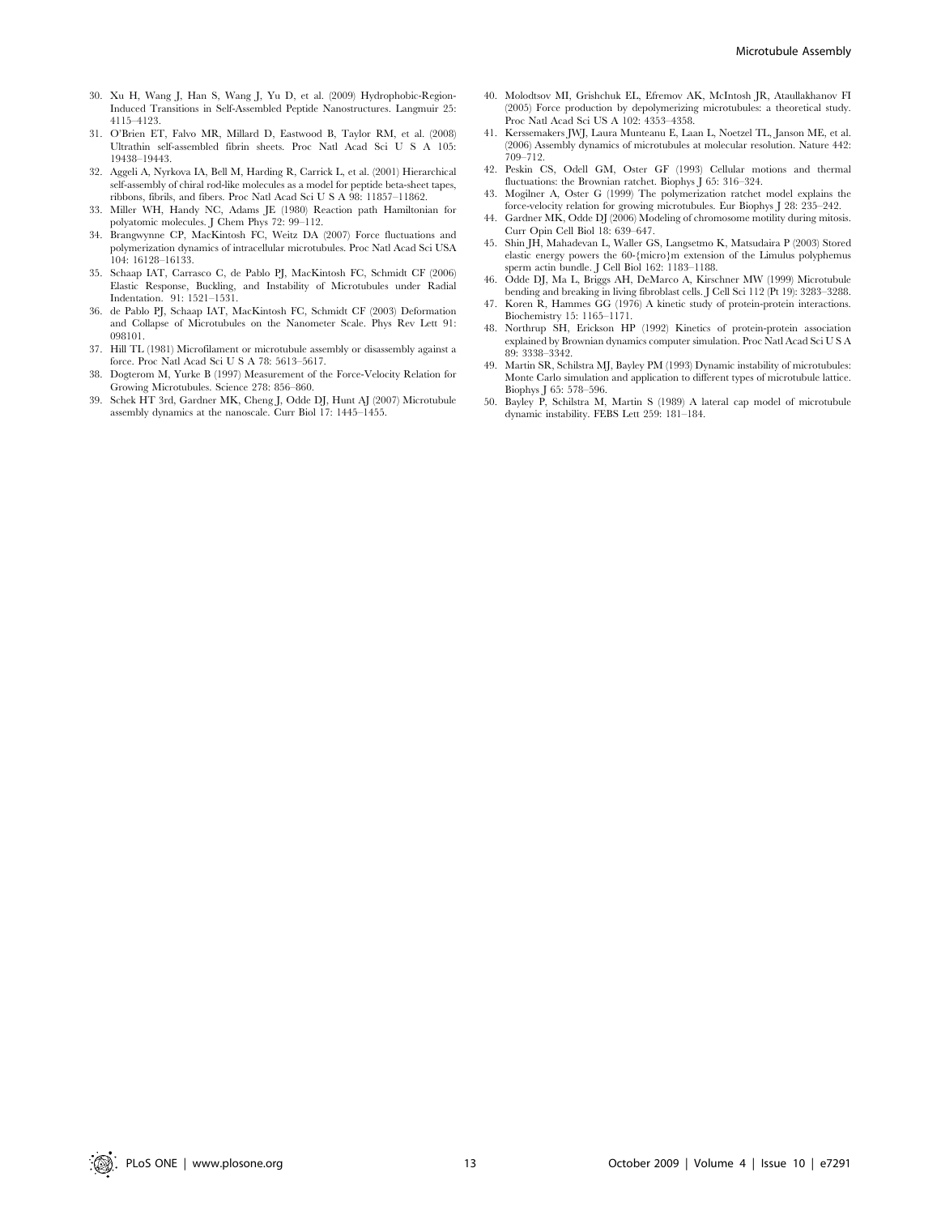30. Xu H, Wang J, Han S, Wang J, Yu D, et al. (2009) Hydrophobic-Region-Induced Transitions in Self-Assembled Peptide Nanostructures. Langmuir 25: 4115–4123.
31. O'Brien ET, Falvo MR, Millard D, Eastwood B, Taylor RM, et al. (2008) Ultrathin self-assembled fibrin sheets. Proc Natl Acad Sci U S A 105: 19438–19443.
32. Aggeli A, Nyrkova IA, Bell M, Harding R, Carrick L, et al. (2001) Hierarchical self-assembly of chiral rod-like molecules as a model for peptide beta-sheet tapes, ribbons, fibrils, and fibers. Proc Natl Acad Sci U S A 98: 11857–11862.
33. Miller WH, Handy NC, Adams JE (1980) Reaction path Hamiltonian for polyatomic molecules. J Chem Phys 72: 99–112.
34. Brangwynne CP, MacKintosh FC, Weitz DA (2007) Force fluctuations and polymerization dynamics of intracellular microtubules. Proc Natl Acad Sci USA 104: 16128–16133.
35. Schaap IAT, Carrasco C, de Pablo PJ, MacKintosh FC, Schmidt CF (2006) Elastic Response, Buckling, and Instability of Microtubules under Radial Indentation. 91: 1521–1531.
36. de Pablo PJ, Schaap IAT, MacKintosh FC, Schmidt CF (2003) Deformation and Collapse of Microtubules on the Nanometer Scale. Phys Rev Lett 91: 098101.
37. Hill TL (1981) Microfilament or microtubule assembly or disassembly against a force. Proc Natl Acad Sci U S A 78: 5613–5617.
38. Dogterom M, Yurke B (1997) Measurement of the Force-Velocity Relation for Growing Microtubules. Science 278: 856–860.
39. Schek HT 3rd, Gardner MK, Cheng J, Odde DJ, Hunt AJ (2007) Microtubule assembly dynamics at the nanoscale. Curr Biol 17: 1445–1455.
40. Molodtsov MI, Grishchuk EL, Efremov AK, McIntosh JR, Ataullakhanov FI (2005) Force production by depolymerizing microtubules: a theoretical study. Proc Natl Acad Sci US A 102: 4353–4358.
41. Kerssemakers JWJ, Laura Munteanu E, Laan L, Noetzel TL, Janson ME, et al. (2006) Assembly dynamics of microtubules at molecular resolution. Nature 442: 709–712.
42. Peskin CS, Odell GM, Oster GF (1993) Cellular motions and thermal fluctuations: the Brownian ratchet. Biophys J 65: 316–324.
43. Mogilner A, Oster G (1999) The polymerization ratchet model explains the force-velocity relation for growing microtubules. Eur Biophys J 28: 235–242.
44. Gardner MK, Odde DJ (2006) Modeling of chromosome motility during mitosis. Curr Opin Cell Biol 18: 639–647.
45. Shin JH, Mahadevan L, Waller GS, Langsetmo K, Matsudaira P (2003) Stored elastic energy powers the 60-{micro}m extension of the Limulus polyphemus sperm actin bundle. J Cell Biol 162: 1183–1188.
46. Odde DJ, Ma L, Briggs AH, DeMarco A, Kirschner MW (1999) Microtubule bending and breaking in living fibroblast cells. J Cell Sci 112 (Pt 19): 3283–3288.
47. Koren R, Hammes GG (1976) A kinetic study of protein-protein interactions. Biochemistry 15: 1165–1171.
48. Northrup SH, Erickson HP (1992) Kinetics of protein-protein association explained by Brownian dynamics computer simulation. Proc Natl Acad Sci U S A 89: 3338–3342.
49. Martin SR, Schilstra MJ, Bayley PM (1993) Dynamic instability of microtubules: Monte Carlo simulation and application to different types of microtubule lattice. Biophys J 65: 578–596.
50. Bayley P, Schilstra M, Martin S (1989) A lateral cap model of microtubule dynamic instability. FEBS Lett 259: 181–184.